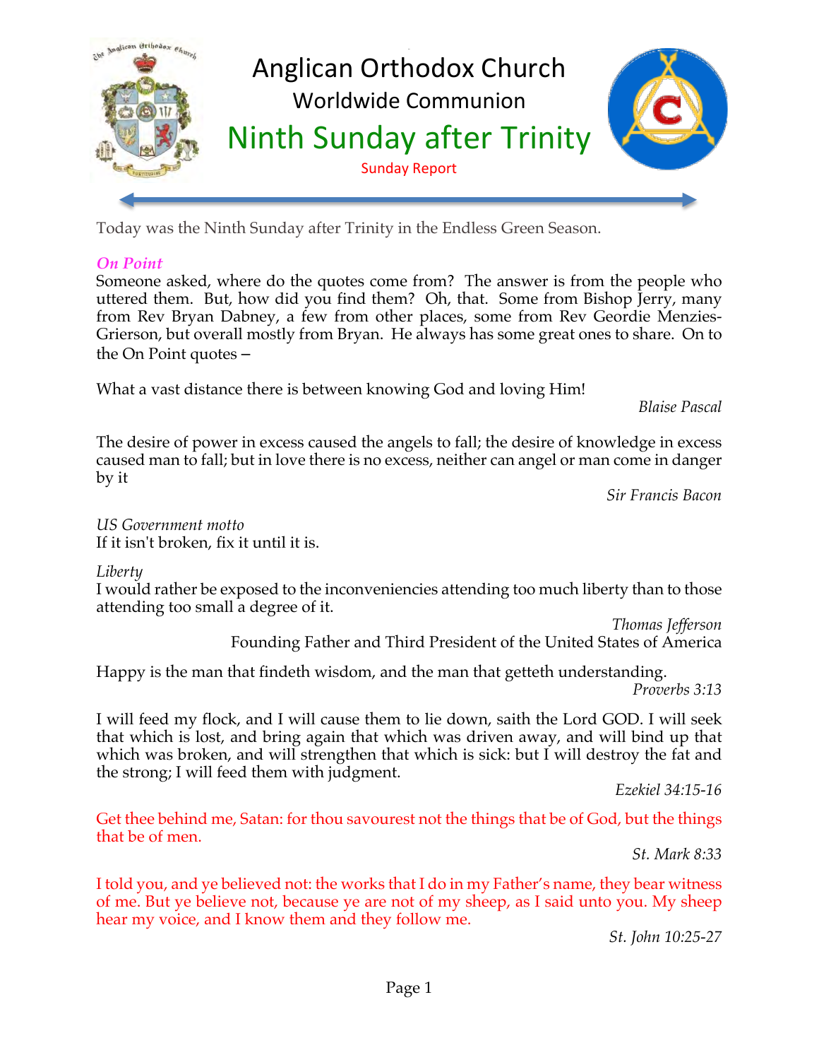# Anglican Orthodox Church

## Worldwide Communion

## Ninth Sunday after Trinity

Sunday Report

Today was the Ninth Sunday after Trinity in the Endless Green Season.

***On Point***

Someone asked, where do the quotes come from? The answer is from the people who uttered them. But, how did you find them? Oh, that. Some from Bishop Jerry, many from Rev Bryan Dabney, a few from other places, some from Rev Geordie Menzies-Grierson, but overall mostly from Bryan. He always has some great ones to share. On to the On Point quotes –

What a vast distance there is between knowing God and loving Him!

*Blaise Pascal*

The desire of power in excess caused the angels to fall; the desire of knowledge in excess caused man to fall; but in love there is no excess, neither can angel or man come in danger by it

*Sir Francis Bacon*

*US Government motto*
If it isn't broken, fix it until it is.

*Liberty*
I would rather be exposed to the inconveniencies attending too much liberty than to those attending too small a degree of it.

*Thomas Jefferson*
Founding Father and Third President of the United States of America

Happy is the man that findeth wisdom, and the man that getteth understanding.

*Proverbs 3:13*

I will feed my flock, and I will cause them to lie down, saith the Lord GOD. I will seek that which is lost, and bring again that which was driven away, and will bind up that which was broken, and will strengthen that which is sick: but I will destroy the fat and the strong; I will feed them with judgment.

*Ezekiel 34:15-16*

Get thee behind me, Satan: for thou savourest not the things that be of God, but the things that be of men.

*St. Mark 8:33*

I told you, and ye believed not: the works that I do in my Father's name, they bear witness of me. But ye believe not, because ye are not of my sheep, as I said unto you. My sheep hear my voice, and I know them and they follow me.

*St. John 10:25-27*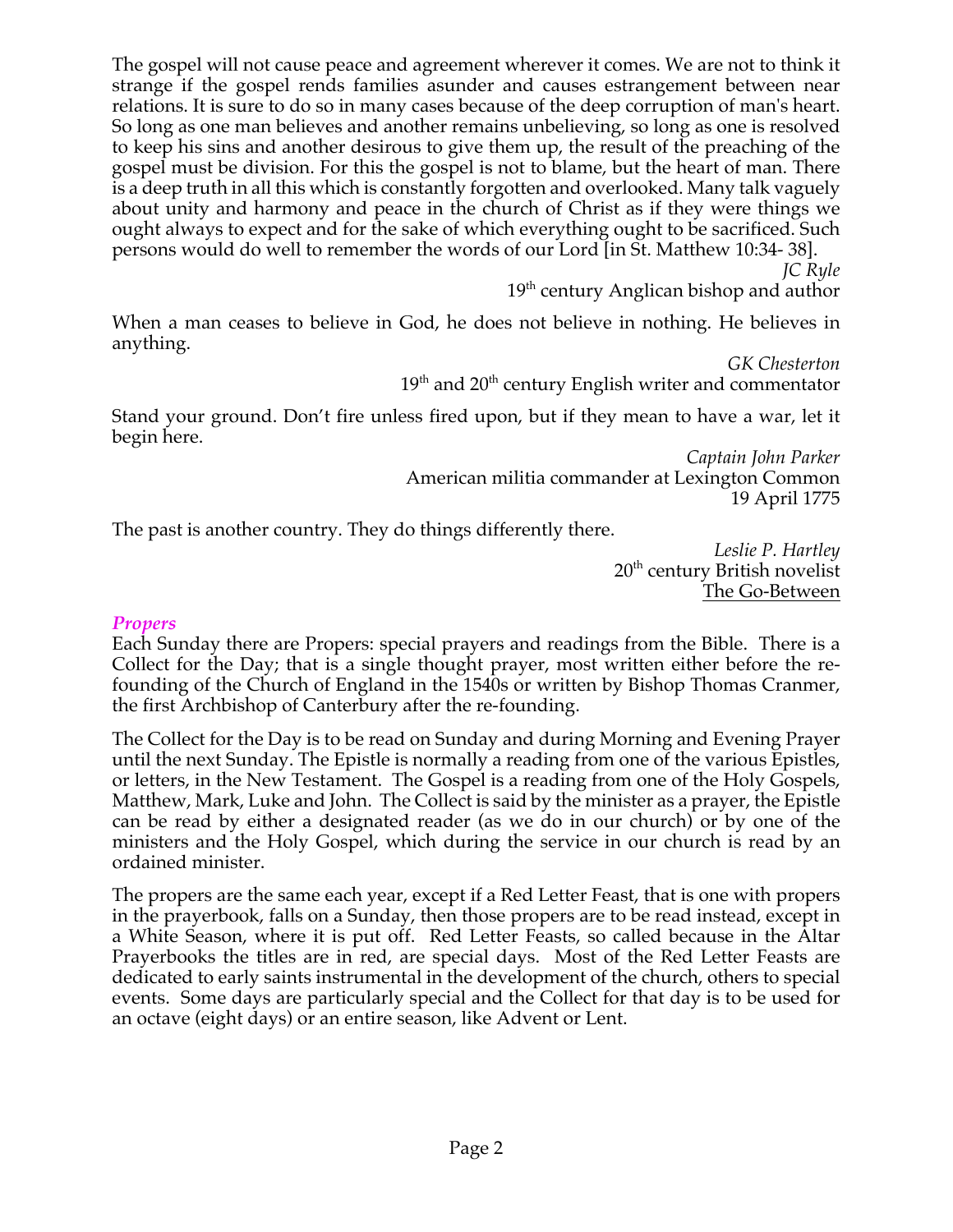The gospel will not cause peace and agreement wherever it comes. We are not to think it strange if the gospel rends families asunder and causes estrangement between near relations. It is sure to do so in many cases because of the deep corruption of man's heart. So long as one man believes and another remains unbelieving, so long as one is resolved to keep his sins and another desirous to give them up, the result of the preaching of the gospel must be division. For this the gospel is not to blame, but the heart of man. There is a deep truth in all this which is constantly forgotten and overlooked. Many talk vaguely about unity and harmony and peace in the church of Christ as if they were things we ought always to expect and for the sake of which everything ought to be sacrificed. Such persons would do well to remember the words of our Lord [in St. Matthew 10:34- 38].

*JC Ryle*
19th century Anglican bishop and author

When a man ceases to believe in God, he does not believe in nothing. He believes in anything.

*GK Chesterton*
19th and 20th century English writer and commentator

Stand your ground. Don't fire unless fired upon, but if they mean to have a war, let it begin here.

*Captain John Parker*
American militia commander at Lexington Common
19 April 1775

The past is another country. They do things differently there.

*Leslie P. Hartley*
20th century British novelist
The Go-Between

### *Propers*

Each Sunday there are Propers: special prayers and readings from the Bible. There is a Collect for the Day; that is a single thought prayer, most written either before the re-founding of the Church of England in the 1540s or written by Bishop Thomas Cranmer, the first Archbishop of Canterbury after the re-founding.

The Collect for the Day is to be read on Sunday and during Morning and Evening Prayer until the next Sunday. The Epistle is normally a reading from one of the various Epistles, or letters, in the New Testament. The Gospel is a reading from one of the Holy Gospels, Matthew, Mark, Luke and John. The Collect is said by the minister as a prayer, the Epistle can be read by either a designated reader (as we do in our church) or by one of the ministers and the Holy Gospel, which during the service in our church is read by an ordained minister.

The propers are the same each year, except if a Red Letter Feast, that is one with propers in the prayerbook, falls on a Sunday, then those propers are to be read instead, except in a White Season, where it is put off. Red Letter Feasts, so called because in the Altar Prayerbooks the titles are in red, are special days. Most of the Red Letter Feasts are dedicated to early saints instrumental in the development of the church, others to special events. Some days are particularly special and the Collect for that day is to be used for an octave (eight days) or an entire season, like Advent or Lent.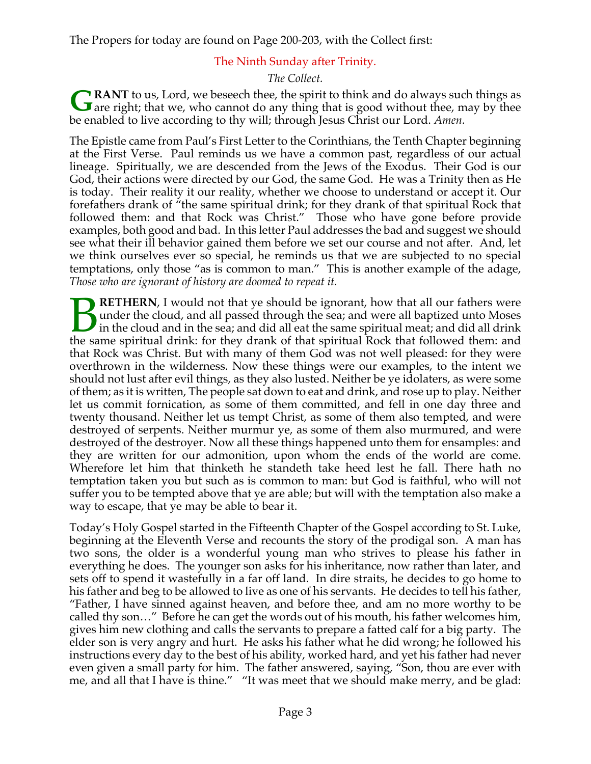The Propers for today are found on Page 200-203, with the Collect first:

## The Ninth Sunday after Trinity.

*The Collect.*

**GRANT** to us, Lord, we beseech thee, the spirit to think and do always such things as are right; that we, who cannot do any thing that is good without thee, may by thee be enabled to live according to thy will; through Jesus Christ our Lord. *Amen.*

The Epistle came from Paul's First Letter to the Corinthians, the Tenth Chapter beginning at the First Verse. Paul reminds us we have a common past, regardless of our actual lineage. Spiritually, we are descended from the Jews of the Exodus. Their God is our God, their actions were directed by our God, the same God. He was a Trinity then as He is today. Their reality it our reality, whether we choose to understand or accept it. Our forefathers drank of "the same spiritual drink; for they drank of that spiritual Rock that followed them: and that Rock was Christ." Those who have gone before provide examples, both good and bad. In this letter Paul addresses the bad and suggest we should see what their ill behavior gained them before we set our course and not after. And, let we think ourselves ever so special, he reminds us that we are subjected to no special temptations, only those "as is common to man." This is another example of the adage, *Those who are ignorant of history are doomed to repeat it.*

**BRETHERN**, I would not that ye should be ignorant, how that all our fathers were under the cloud, and all passed through the sea; and were all baptized unto Moses in the cloud and in the sea; and did all eat the same spiritual meat; and did all drink the same spiritual drink: for they drank of that spiritual Rock that followed them: and that Rock was Christ. But with many of them God was not well pleased: for they were overthrown in the wilderness. Now these things were our examples, to the intent we should not lust after evil things, as they also lusted. Neither be ye idolaters, as were some of them; as it is written, The people sat down to eat and drink, and rose up to play. Neither let us commit fornication, as some of them committed, and fell in one day three and twenty thousand. Neither let us tempt Christ, as some of them also tempted, and were destroyed of serpents. Neither murmur ye, as some of them also murmured, and were destroyed of the destroyer. Now all these things happened unto them for ensamples: and they are written for our admonition, upon whom the ends of the world are come. Wherefore let him that thinketh he standeth take heed lest he fall. There hath no temptation taken you but such as is common to man: but God is faithful, who will not suffer you to be tempted above that ye are able; but will with the temptation also make a way to escape, that ye may be able to bear it.

Today's Holy Gospel started in the Fifteenth Chapter of the Gospel according to St. Luke, beginning at the Eleventh Verse and recounts the story of the prodigal son. A man has two sons, the older is a wonderful young man who strives to please his father in everything he does. The younger son asks for his inheritance, now rather than later, and sets off to spend it wastefully in a far off land. In dire straits, he decides to go home to his father and beg to be allowed to live as one of his servants. He decides to tell his father, "Father, I have sinned against heaven, and before thee, and am no more worthy to be called thy son…" Before he can get the words out of his mouth, his father welcomes him, gives him new clothing and calls the servants to prepare a fatted calf for a big party. The elder son is very angry and hurt. He asks his father what he did wrong; he followed his instructions every day to the best of his ability, worked hard, and yet his father had never even given a small party for him. The father answered, saying, "Son, thou are ever with me, and all that I have is thine." "It was meet that we should make merry, and be glad: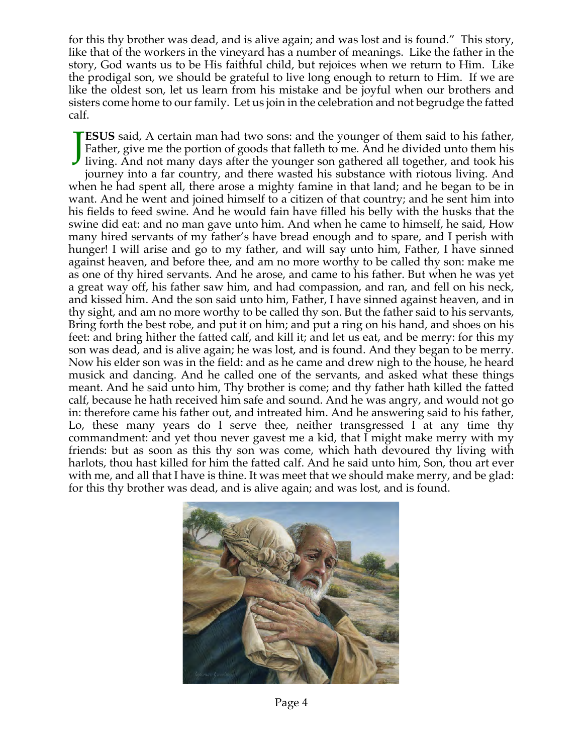for this thy brother was dead, and is alive again; and was lost and is found." This story, like that of the workers in the vineyard has a number of meanings. Like the father in the story, God wants us to be His faithful child, but rejoices when we return to Him. Like the prodigal son, we should be grateful to live long enough to return to Him. If we are like the oldest son, let us learn from his mistake and be joyful when our brothers and sisters come home to our family. Let us join in the celebration and not begrudge the fatted calf.

**JESUS** said, A certain man had two sons: and the younger of them said to his father, Father, give me the portion of goods that falleth to me. And he divided unto them his living. And not many days after the younger son gathered all together, and took his journey into a far country, and there wasted his substance with riotous living. And when he had spent all, there arose a mighty famine in that land; and he began to be in want. And he went and joined himself to a citizen of that country; and he sent him into his fields to feed swine. And he would fain have filled his belly with the husks that the swine did eat: and no man gave unto him. And when he came to himself, he said, How many hired servants of my father's have bread enough and to spare, and I perish with hunger! I will arise and go to my father, and will say unto him, Father, I have sinned against heaven, and before thee, and am no more worthy to be called thy son: make me as one of thy hired servants. And he arose, and came to his father. But when he was yet a great way off, his father saw him, and had compassion, and ran, and fell on his neck, and kissed him. And the son said unto him, Father, I have sinned against heaven, and in thy sight, and am no more worthy to be called thy son. But the father said to his servants, Bring forth the best robe, and put it on him; and put a ring on his hand, and shoes on his feet: and bring hither the fatted calf, and kill it; and let us eat, and be merry: for this my son was dead, and is alive again; he was lost, and is found. And they began to be merry. Now his elder son was in the field: and as he came and drew nigh to the house, he heard musick and dancing. And he called one of the servants, and asked what these things meant. And he said unto him, Thy brother is come; and thy father hath killed the fatted calf, because he hath received him safe and sound. And he was angry, and would not go in: therefore came his father out, and intreated him. And he answering said to his father, Lo, these many years do I serve thee, neither transgressed I at any time thy commandment: and yet thou never gavest me a kid, that I might make merry with my friends: but as soon as this thy son was come, which hath devoured thy living with harlots, thou hast killed for him the fatted calf. And he said unto him, Son, thou art ever with me, and all that I have is thine. It was meet that we should make merry, and be glad: for this thy brother was dead, and is alive again; and was lost, and is found.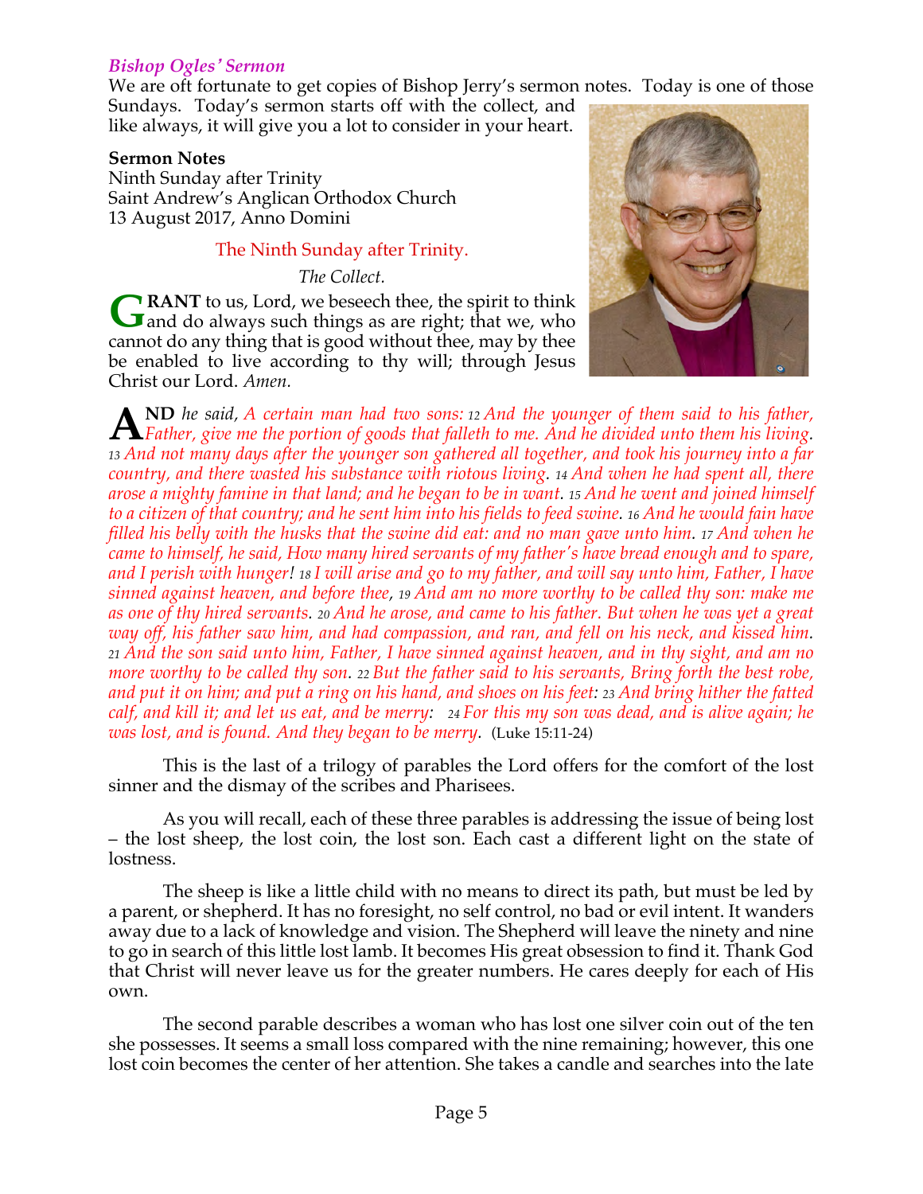### *Bishop Ogles' Sermon*

We are oft fortunate to get copies of Bishop Jerry's sermon notes. Today is one of those Sundays. Today's sermon starts off with the collect, and like always, it will give you a lot to consider in your heart.

**Sermon Notes**
Ninth Sunday after Trinity
Saint Andrew's Anglican Orthodox Church
13 August 2017, Anno Domini

The Ninth Sunday after Trinity.

*The Collect.*

**GRANT** to us, Lord, we beseech thee, the spirit to think and do always such things as are right; that we, who cannot do any thing that is good without thee, may by thee be enabled to live according to thy will; through Jesus Christ our Lord. *Amen.*

**AND** *he said, A certain man had two sons: 12 And the younger of them said to his father, Father, give me the portion of goods that falleth to me. And he divided unto them his living. 13 And not many days after the younger son gathered all together, and took his journey into a far country, and there wasted his substance with riotous living. 14 And when he had spent all, there arose a mighty famine in that land; and he began to be in want. 15 And he went and joined himself to a citizen of that country; and he sent him into his fields to feed swine. 16 And he would fain have filled his belly with the husks that the swine did eat: and no man gave unto him. 17 And when he came to himself, he said, How many hired servants of my father's have bread enough and to spare, and I perish with hunger! 18 I will arise and go to my father, and will say unto him, Father, I have sinned against heaven, and before thee, 19 And am no more worthy to be called thy son: make me as one of thy hired servants. 20 And he arose, and came to his father. But when he was yet a great way off, his father saw him, and had compassion, and ran, and fell on his neck, and kissed him. 21 And the son said unto him, Father, I have sinned against heaven, and in thy sight, and am no more worthy to be called thy son. 22 But the father said to his servants, Bring forth the best robe, and put it on him; and put a ring on his hand, and shoes on his feet: 23 And bring hither the fatted calf, and kill it; and let us eat, and be merry: 24 For this my son was dead, and is alive again; he was lost, and is found. And they began to be merry.* (Luke 15:11-24)

This is the last of a trilogy of parables the Lord offers for the comfort of the lost sinner and the dismay of the scribes and Pharisees.

As you will recall, each of these three parables is addressing the issue of being lost – the lost sheep, the lost coin, the lost son. Each cast a different light on the state of lostness.

The sheep is like a little child with no means to direct its path, but must be led by a parent, or shepherd. It has no foresight, no self control, no bad or evil intent. It wanders away due to a lack of knowledge and vision. The Shepherd will leave the ninety and nine to go in search of this little lost lamb. It becomes His great obsession to find it. Thank God that Christ will never leave us for the greater numbers. He cares deeply for each of His own.

The second parable describes a woman who has lost one silver coin out of the ten she possesses. It seems a small loss compared with the nine remaining; however, this one lost coin becomes the center of her attention. She takes a candle and searches into the late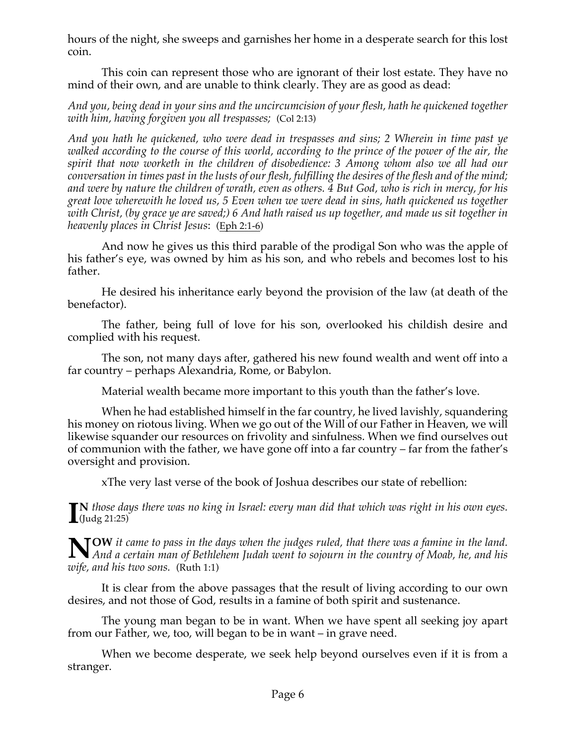hours of the night, she sweeps and garnishes her home in a desperate search for this lost coin.

This coin can represent those who are ignorant of their lost estate. They have no mind of their own, and are unable to think clearly. They are as good as dead:

*And you, being dead in your sins and the uncircumcision of your flesh, hath he quickened together with him, having forgiven you all trespasses;* (Col 2:13)

*And you hath he quickened, who were dead in trespasses and sins; 2 Wherein in time past ye walked according to the course of this world, according to the prince of the power of the air, the spirit that now worketh in the children of disobedience: 3 Among whom also we all had our conversation in times past in the lusts of our flesh, fulfilling the desires of the flesh and of the mind; and were by nature the children of wrath, even as others. 4 But God, who is rich in mercy, for his great love wherewith he loved us, 5 Even when we were dead in sins, hath quickened us together with Christ, (by grace ye are saved;) 6 And hath raised us up together, and made us sit together in heavenly places in Christ Jesus*: (Eph 2:1-6)

And now he gives us this third parable of the prodigal Son who was the apple of his father's eye, was owned by him as his son, and who rebels and becomes lost to his father.

He desired his inheritance early beyond the provision of the law (at death of the benefactor).

The father, being full of love for his son, overlooked his childish desire and complied with his request.

The son, not many days after, gathered his new found wealth and went off into a far country – perhaps Alexandria, Rome, or Babylon.

Material wealth became more important to this youth than the father's love.

When he had established himself in the far country, he lived lavishly, squandering his money on riotous living. When we go out of the Will of our Father in Heaven, we will likewise squander our resources on frivolity and sinfulness. When we find ourselves out of communion with the father, we have gone off into a far country – far from the father's oversight and provision.

xThe very last verse of the book of Joshua describes our state of rebellion:

**IN** *those days there was no king in Israel: every man did that which was right in his own eyes.* (Judg 21:25)

**NOW** *it came to pass in the days when the judges ruled, that there was a famine in the land. And a certain man of Bethlehem Judah went to sojourn in the country of Moab, he, and his wife, and his two sons.* (Ruth 1:1)

It is clear from the above passages that the result of living according to our own desires, and not those of God, results in a famine of both spirit and sustenance.

The young man began to be in want. When we have spent all seeking joy apart from our Father, we, too, will began to be in want – in grave need.

When we become desperate, we seek help beyond ourselves even if it is from a stranger.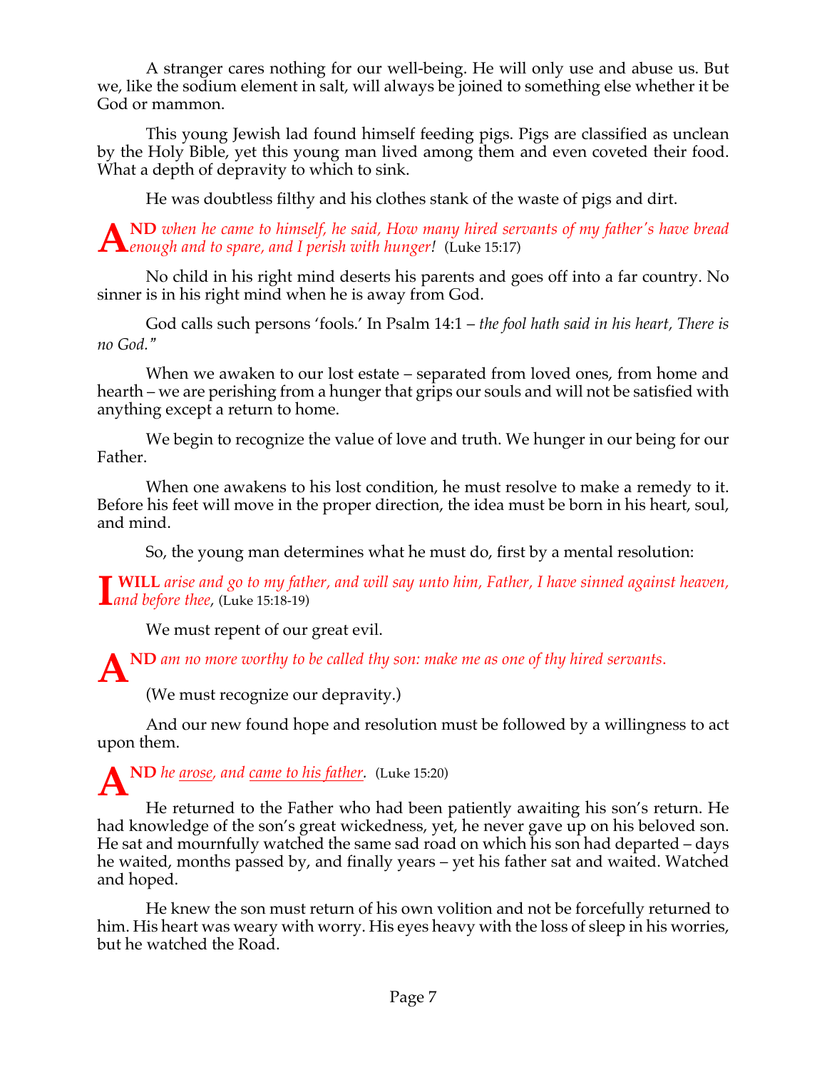A stranger cares nothing for our well-being. He will only use and abuse us. But we, like the sodium element in salt, will always be joined to something else whether it be God or mammon.

This young Jewish lad found himself feeding pigs. Pigs are classified as unclean by the Holy Bible, yet this young man lived among them and even coveted their food. What a depth of depravity to which to sink.

He was doubtless filthy and his clothes stank of the waste of pigs and dirt.

**AND** *when he came to himself, he said, How many hired servants of my father's have bread enough and to spare, and I perish with hunger!* (Luke 15:17)

No child in his right mind deserts his parents and goes off into a far country. No sinner is in his right mind when he is away from God.

God calls such persons 'fools.' In Psalm 14:1 – *the fool hath said in his heart, There is no God."*

When we awaken to our lost estate – separated from loved ones, from home and hearth – we are perishing from a hunger that grips our souls and will not be satisfied with anything except a return to home.

We begin to recognize the value of love and truth. We hunger in our being for our Father.

When one awakens to his lost condition, he must resolve to make a remedy to it. Before his feet will move in the proper direction, the idea must be born in his heart, soul, and mind.

So, the young man determines what he must do, first by a mental resolution:

**I WILL** *arise and go to my father, and will say unto him, Father, I have sinned against heaven, and before thee,* (Luke 15:18-19)

We must repent of our great evil.

**AND** *am no more worthy to be called thy son: make me as one of thy hired servants.*

(We must recognize our depravity.)

And our new found hope and resolution must be followed by a willingness to act upon them.

**AND** *he <u>arose</u>, and <u>came to his father</u>.* (Luke 15:20)

He returned to the Father who had been patiently awaiting his son's return. He had knowledge of the son's great wickedness, yet, he never gave up on his beloved son. He sat and mournfully watched the same sad road on which his son had departed – days he waited, months passed by, and finally years – yet his father sat and waited. Watched and hoped.

He knew the son must return of his own volition and not be forcefully returned to him. His heart was weary with worry. His eyes heavy with the loss of sleep in his worries, but he watched the Road.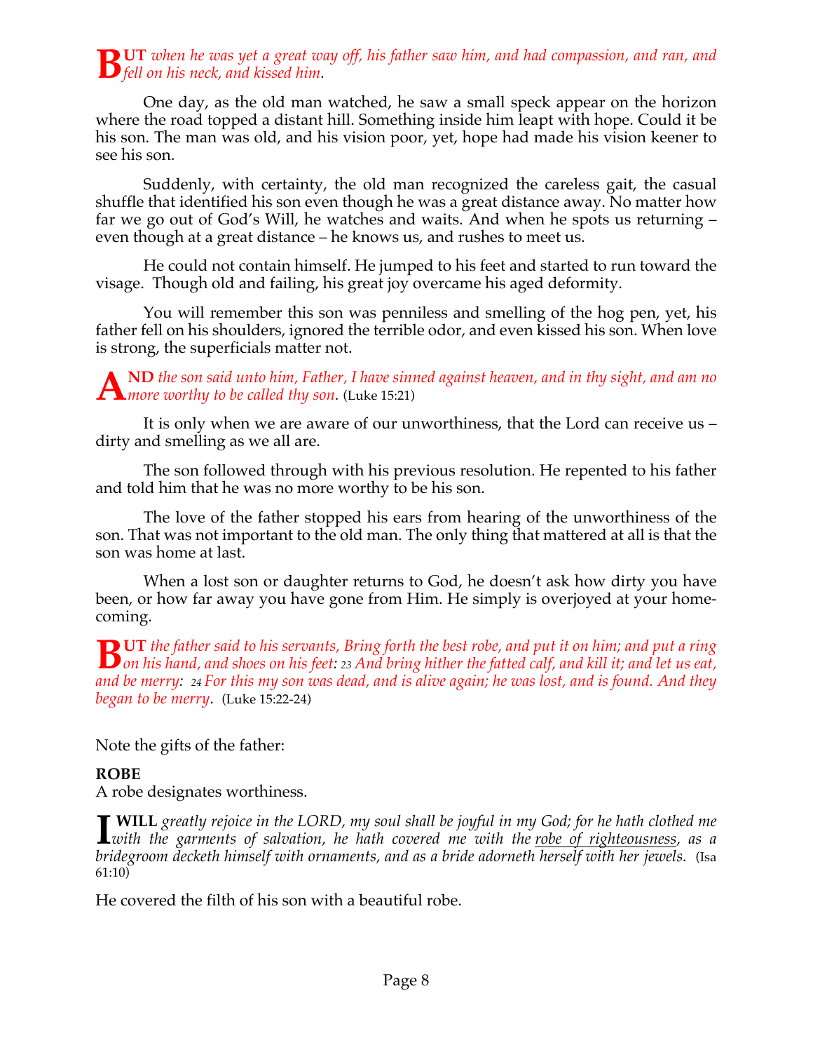**BUT** *when he was yet a great way off, his father saw him, and had compassion, and ran, and fell on his neck, and kissed him.*

One day, as the old man watched, he saw a small speck appear on the horizon where the road topped a distant hill. Something inside him leapt with hope. Could it be his son. The man was old, and his vision poor, yet, hope had made his vision keener to see his son.

Suddenly, with certainty, the old man recognized the careless gait, the casual shuffle that identified his son even though he was a great distance away. No matter how far we go out of God's Will, he watches and waits. And when he spots us returning – even though at a great distance – he knows us, and rushes to meet us.

He could not contain himself. He jumped to his feet and started to run toward the visage. Though old and failing, his great joy overcame his aged deformity.

You will remember this son was penniless and smelling of the hog pen, yet, his father fell on his shoulders, ignored the terrible odor, and even kissed his son. When love is strong, the superficials matter not.

**AND** *the son said unto him, Father, I have sinned against heaven, and in thy sight, and am no more worthy to be called thy son.* (Luke 15:21)

It is only when we are aware of our unworthiness, that the Lord can receive us – dirty and smelling as we all are.

The son followed through with his previous resolution. He repented to his father and told him that he was no more worthy to be his son.

The love of the father stopped his ears from hearing of the unworthiness of the son. That was not important to the old man. The only thing that mattered at all is that the son was home at last.

When a lost son or daughter returns to God, he doesn't ask how dirty you have been, or how far away you have gone from Him. He simply is overjoyed at your homecoming.

**BUT** *the father said to his servants, Bring forth the best robe, and put it on him; and put a ring on his hand, and shoes on his feet: 23 And bring hither the fatted calf, and kill it; and let us eat, and be merry: 24 For this my son was dead, and is alive again; he was lost, and is found. And they began to be merry.* (Luke 15:22-24)

Note the gifts of the father:

**ROBE**
A robe designates worthiness.

**I WILL** *greatly rejoice in the LORD, my soul shall be joyful in my God; for he hath clothed me with the garments of salvation, he hath covered me with the robe of righteousness, as a bridegroom decketh himself with ornaments, and as a bride adorneth herself with her jewels.* (Isa 61:10)

He covered the filth of his son with a beautiful robe.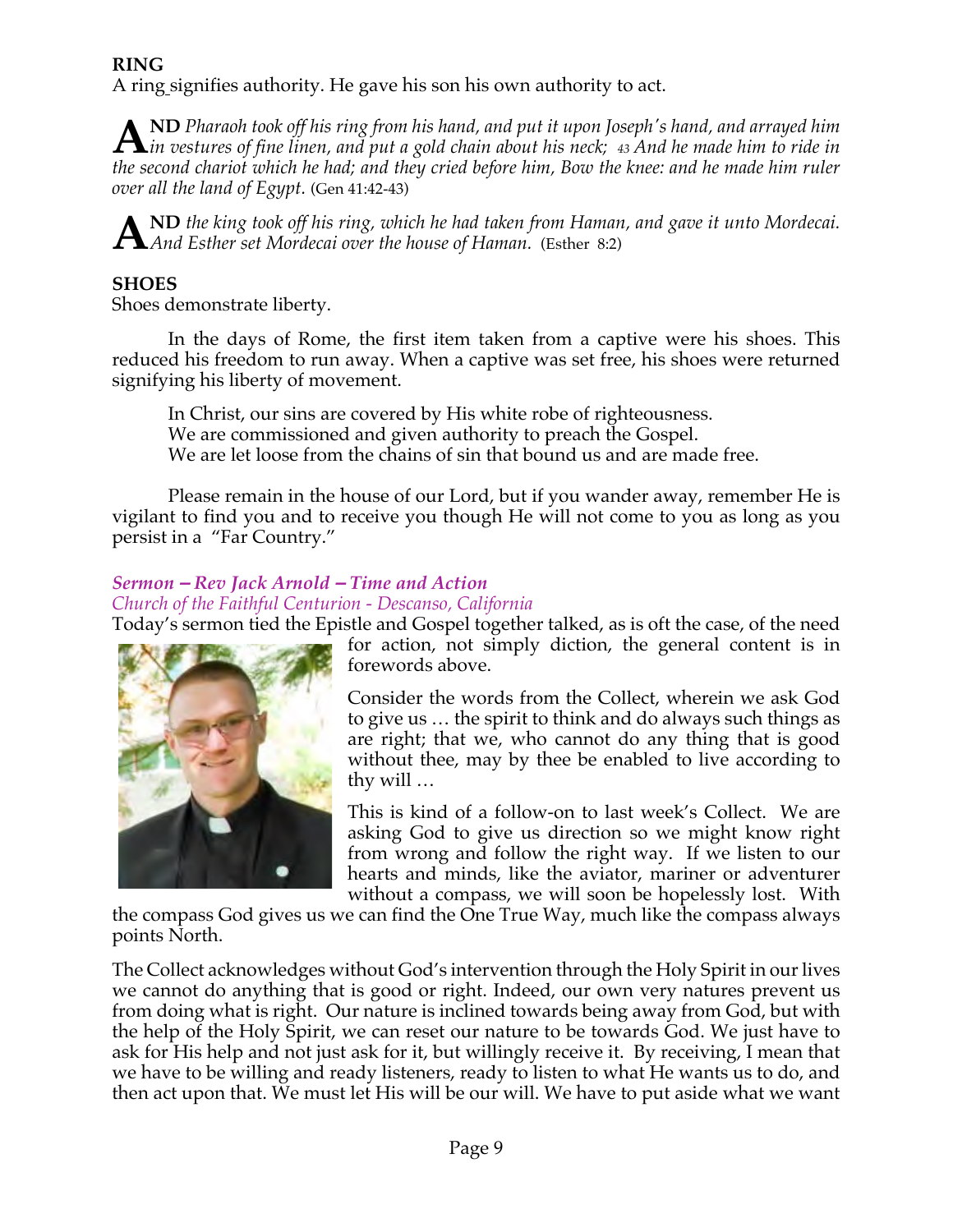**RING**

A ring signifies authority. He gave his son his own authority to act.

**AND** *Pharaoh took off his ring from his hand, and put it upon Joseph's hand, and arrayed him in vestures of fine linen, and put a gold chain about his neck; 43 And he made him to ride in the second chariot which he had; and they cried before him, Bow the knee: and he made him ruler over all the land of Egypt.* (Gen 41:42-43)

**AND** *the king took off his ring, which he had taken from Haman, and gave it unto Mordecai. And Esther set Mordecai over the house of Haman.* (Esther 8:2)

**SHOES**

Shoes demonstrate liberty.

In the days of Rome, the first item taken from a captive were his shoes. This reduced his freedom to run away. When a captive was set free, his shoes were returned signifying his liberty of movement.

> In Christ, our sins are covered by His white robe of righteousness.
> We are commissioned and given authority to preach the Gospel.
> We are let loose from the chains of sin that bound us and are made free.

Please remain in the house of our Lord, but if you wander away, remember He is vigilant to find you and to receive you though He will not come to you as long as you persist in a "Far Country."

### *Sermon – Rev Jack Arnold – Time and Action*

*Church of the Faithful Centurion - Descanso, California*

Today's sermon tied the Epistle and Gospel together talked, as is oft the case, of the need for action, not simply diction, the general content is in forewords above.

Consider the words from the Collect, wherein we ask God to give us … the spirit to think and do always such things as are right; that we, who cannot do any thing that is good without thee, may by thee be enabled to live according to thy will …

This is kind of a follow-on to last week's Collect. We are asking God to give us direction so we might know right from wrong and follow the right way. If we listen to our hearts and minds, like the aviator, mariner or adventurer without a compass, we will soon be hopelessly lost. With the compass God gives us we can find the One True Way, much like the compass always points North.

The Collect acknowledges without God's intervention through the Holy Spirit in our lives we cannot do anything that is good or right. Indeed, our own very natures prevent us from doing what is right. Our nature is inclined towards being away from God, but with the help of the Holy Spirit, we can reset our nature to be towards God. We just have to ask for His help and not just ask for it, but willingly receive it. By receiving, I mean that we have to be willing and ready listeners, ready to listen to what He wants us to do, and then act upon that. We must let His will be our will. We have to put aside what we want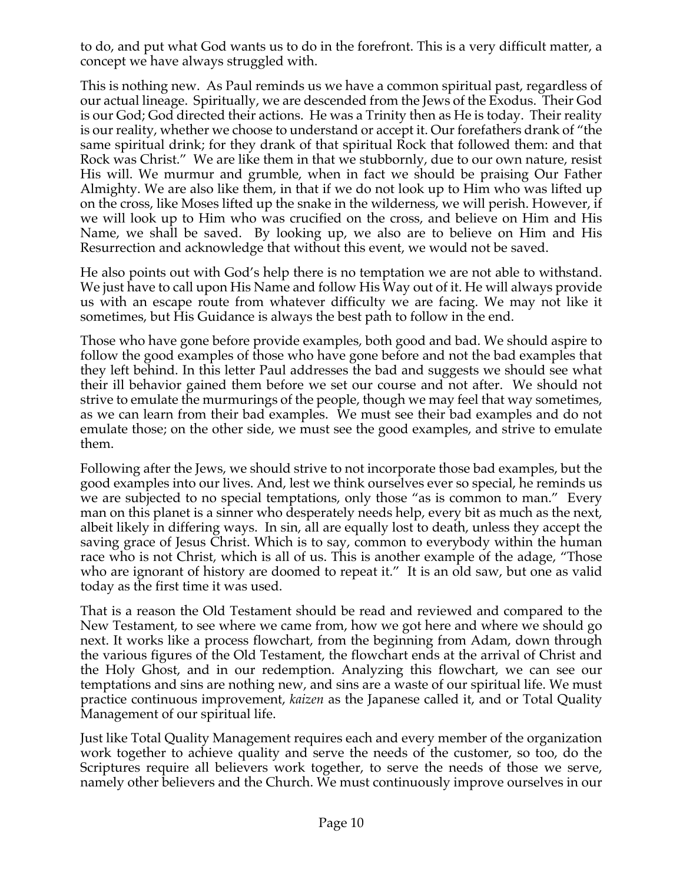to do, and put what God wants us to do in the forefront. This is a very difficult matter, a concept we have always struggled with.

This is nothing new. As Paul reminds us we have a common spiritual past, regardless of our actual lineage. Spiritually, we are descended from the Jews of the Exodus. Their God is our God; God directed their actions. He was a Trinity then as He is today. Their reality is our reality, whether we choose to understand or accept it. Our forefathers drank of "the same spiritual drink; for they drank of that spiritual Rock that followed them: and that Rock was Christ." We are like them in that we stubbornly, due to our own nature, resist His will. We murmur and grumble, when in fact we should be praising Our Father Almighty. We are also like them, in that if we do not look up to Him who was lifted up on the cross, like Moses lifted up the snake in the wilderness, we will perish. However, if we will look up to Him who was crucified on the cross, and believe on Him and His Name, we shall be saved. By looking up, we also are to believe on Him and His Resurrection and acknowledge that without this event, we would not be saved.

He also points out with God's help there is no temptation we are not able to withstand. We just have to call upon His Name and follow His Way out of it. He will always provide us with an escape route from whatever difficulty we are facing. We may not like it sometimes, but His Guidance is always the best path to follow in the end.

Those who have gone before provide examples, both good and bad. We should aspire to follow the good examples of those who have gone before and not the bad examples that they left behind. In this letter Paul addresses the bad and suggests we should see what their ill behavior gained them before we set our course and not after. We should not strive to emulate the murmurings of the people, though we may feel that way sometimes, as we can learn from their bad examples. We must see their bad examples and do not emulate those; on the other side, we must see the good examples, and strive to emulate them.

Following after the Jews, we should strive to not incorporate those bad examples, but the good examples into our lives. And, lest we think ourselves ever so special, he reminds us we are subjected to no special temptations, only those "as is common to man." Every man on this planet is a sinner who desperately needs help, every bit as much as the next, albeit likely in differing ways. In sin, all are equally lost to death, unless they accept the saving grace of Jesus Christ. Which is to say, common to everybody within the human race who is not Christ, which is all of us. This is another example of the adage, "Those who are ignorant of history are doomed to repeat it." It is an old saw, but one as valid today as the first time it was used.

That is a reason the Old Testament should be read and reviewed and compared to the New Testament, to see where we came from, how we got here and where we should go next. It works like a process flowchart, from the beginning from Adam, down through the various figures of the Old Testament, the flowchart ends at the arrival of Christ and the Holy Ghost, and in our redemption. Analyzing this flowchart, we can see our temptations and sins are nothing new, and sins are a waste of our spiritual life. We must practice continuous improvement, *kaizen* as the Japanese called it, and or Total Quality Management of our spiritual life.

Just like Total Quality Management requires each and every member of the organization work together to achieve quality and serve the needs of the customer, so too, do the Scriptures require all believers work together, to serve the needs of those we serve, namely other believers and the Church. We must continuously improve ourselves in our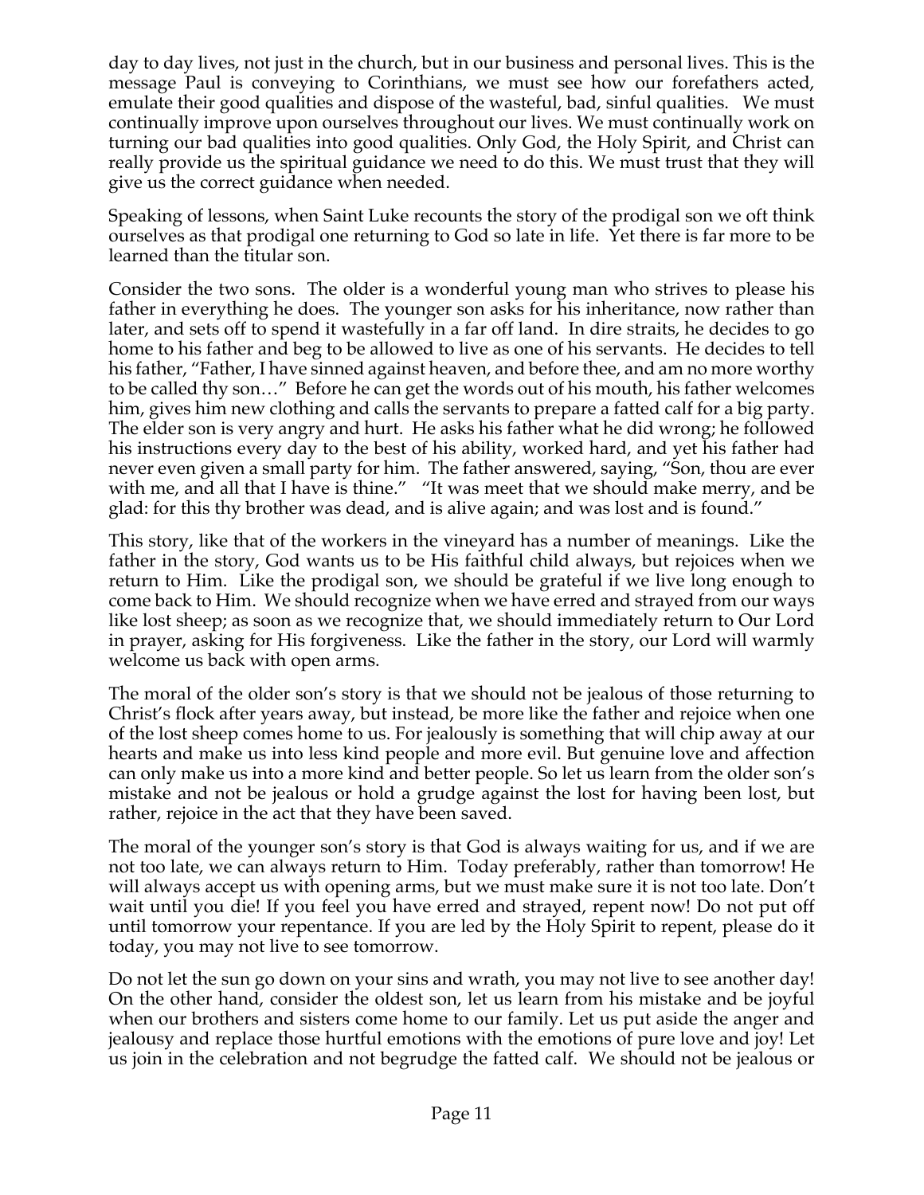day to day lives, not just in the church, but in our business and personal lives. This is the message Paul is conveying to Corinthians, we must see how our forefathers acted, emulate their good qualities and dispose of the wasteful, bad, sinful qualities. We must continually improve upon ourselves throughout our lives. We must continually work on turning our bad qualities into good qualities. Only God, the Holy Spirit, and Christ can really provide us the spiritual guidance we need to do this. We must trust that they will give us the correct guidance when needed.

Speaking of lessons, when Saint Luke recounts the story of the prodigal son we oft think ourselves as that prodigal one returning to God so late in life. Yet there is far more to be learned than the titular son.

Consider the two sons. The older is a wonderful young man who strives to please his father in everything he does. The younger son asks for his inheritance, now rather than later, and sets off to spend it wastefully in a far off land. In dire straits, he decides to go home to his father and beg to be allowed to live as one of his servants. He decides to tell his father, "Father, I have sinned against heaven, and before thee, and am no more worthy to be called thy son…" Before he can get the words out of his mouth, his father welcomes him, gives him new clothing and calls the servants to prepare a fatted calf for a big party. The elder son is very angry and hurt. He asks his father what he did wrong; he followed his instructions every day to the best of his ability, worked hard, and yet his father had never even given a small party for him. The father answered, saying, "Son, thou are ever with me, and all that I have is thine." "It was meet that we should make merry, and be glad: for this thy brother was dead, and is alive again; and was lost and is found."

This story, like that of the workers in the vineyard has a number of meanings. Like the father in the story, God wants us to be His faithful child always, but rejoices when we return to Him. Like the prodigal son, we should be grateful if we live long enough to come back to Him. We should recognize when we have erred and strayed from our ways like lost sheep; as soon as we recognize that, we should immediately return to Our Lord in prayer, asking for His forgiveness. Like the father in the story, our Lord will warmly welcome us back with open arms.

The moral of the older son's story is that we should not be jealous of those returning to Christ's flock after years away, but instead, be more like the father and rejoice when one of the lost sheep comes home to us. For jealously is something that will chip away at our hearts and make us into less kind people and more evil. But genuine love and affection can only make us into a more kind and better people. So let us learn from the older son's mistake and not be jealous or hold a grudge against the lost for having been lost, but rather, rejoice in the act that they have been saved.

The moral of the younger son's story is that God is always waiting for us, and if we are not too late, we can always return to Him. Today preferably, rather than tomorrow! He will always accept us with opening arms, but we must make sure it is not too late. Don't wait until you die! If you feel you have erred and strayed, repent now! Do not put off until tomorrow your repentance. If you are led by the Holy Spirit to repent, please do it today, you may not live to see tomorrow.

Do not let the sun go down on your sins and wrath, you may not live to see another day! On the other hand, consider the oldest son, let us learn from his mistake and be joyful when our brothers and sisters come home to our family. Let us put aside the anger and jealousy and replace those hurtful emotions with the emotions of pure love and joy! Let us join in the celebration and not begrudge the fatted calf. We should not be jealous or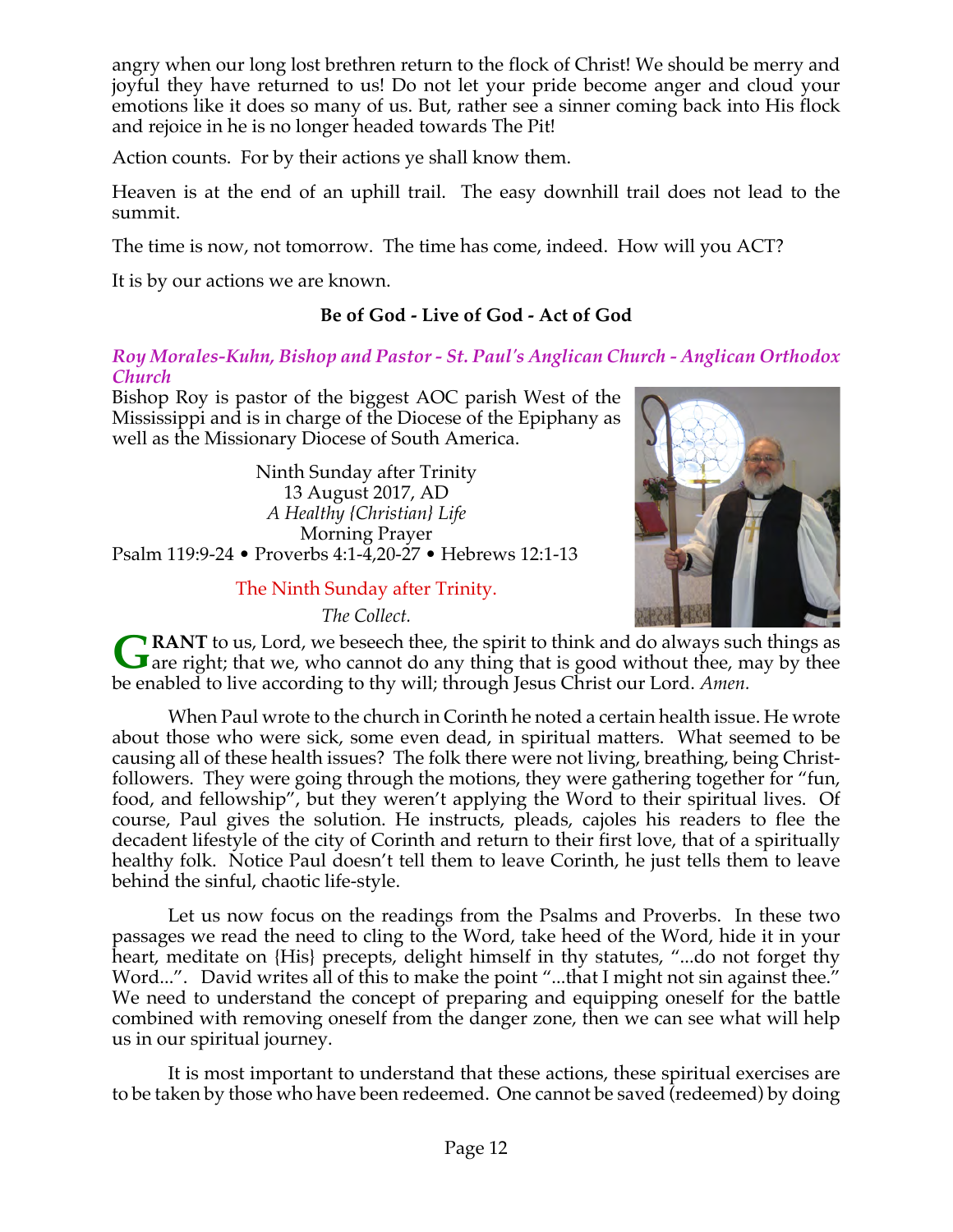angry when our long lost brethren return to the flock of Christ! We should be merry and joyful they have returned to us! Do not let your pride become anger and cloud your emotions like it does so many of us. But, rather see a sinner coming back into His flock and rejoice in he is no longer headed towards The Pit!

Action counts. For by their actions ye shall know them.

Heaven is at the end of an uphill trail. The easy downhill trail does not lead to the summit.

The time is now, not tomorrow. The time has come, indeed. How will you ACT?

It is by our actions we are known.

**Be of God - Live of God - Act of God**

### *Roy Morales-Kuhn, Bishop and Pastor - St. Paul's Anglican Church - Anglican Orthodox Church*

Bishop Roy is pastor of the biggest AOC parish West of the Mississippi and is in charge of the Diocese of the Epiphany as well as the Missionary Diocese of South America.

Ninth Sunday after Trinity
13 August 2017, AD
*A Healthy {Christian} Life*
Morning Prayer
Psalm 119:9-24 • Proverbs 4:1-4,20-27 • Hebrews 12:1-13

The Ninth Sunday after Trinity.

*The Collect.*

**GRANT** to us, Lord, we beseech thee, the spirit to think and do always such things as are right; that we, who cannot do any thing that is good without thee, may by thee be enabled to live according to thy will; through Jesus Christ our Lord. *Amen.*

When Paul wrote to the church in Corinth he noted a certain health issue. He wrote about those who were sick, some even dead, in spiritual matters. What seemed to be causing all of these health issues? The folk there were not living, breathing, being Christ-followers. They were going through the motions, they were gathering together for "fun, food, and fellowship", but they weren't applying the Word to their spiritual lives. Of course, Paul gives the solution. He instructs, pleads, cajoles his readers to flee the decadent lifestyle of the city of Corinth and return to their first love, that of a spiritually healthy folk. Notice Paul doesn't tell them to leave Corinth, he just tells them to leave behind the sinful, chaotic life-style.

Let us now focus on the readings from the Psalms and Proverbs. In these two passages we read the need to cling to the Word, take heed of the Word, hide it in your heart, meditate on {His} precepts, delight himself in thy statutes, "...do not forget thy Word...". David writes all of this to make the point "...that I might not sin against thee." We need to understand the concept of preparing and equipping oneself for the battle combined with removing oneself from the danger zone, then we can see what will help us in our spiritual journey.

It is most important to understand that these actions, these spiritual exercises are to be taken by those who have been redeemed. One cannot be saved (redeemed) by doing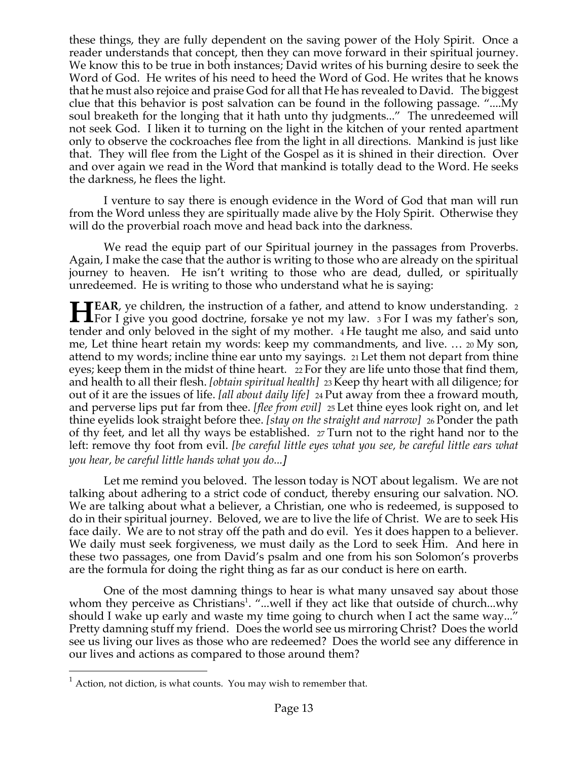these things, they are fully dependent on the saving power of the Holy Spirit. Once a reader understands that concept, then they can move forward in their spiritual journey. We know this to be true in both instances; David writes of his burning desire to seek the Word of God. He writes of his need to heed the Word of God. He writes that he knows that he must also rejoice and praise God for all that He has revealed to David. The biggest clue that this behavior is post salvation can be found in the following passage. "....My soul breaketh for the longing that it hath unto thy judgments..." The unredeemed will not seek God. I liken it to turning on the light in the kitchen of your rented apartment only to observe the cockroaches flee from the light in all directions. Mankind is just like that. They will flee from the Light of the Gospel as it is shined in their direction. Over and over again we read in the Word that mankind is totally dead to the Word. He seeks the darkness, he flees the light.

I venture to say there is enough evidence in the Word of God that man will run from the Word unless they are spiritually made alive by the Holy Spirit. Otherwise they will do the proverbial roach move and head back into the darkness.

We read the equip part of our Spiritual journey in the passages from Proverbs. Again, I make the case that the author is writing to those who are already on the spiritual journey to heaven. He isn't writing to those who are dead, dulled, or spiritually unredeemed. He is writing to those who understand what he is saying:

**HEAR**, ye children, the instruction of a father, and attend to know understanding. 2 For I give you good doctrine, forsake ye not my law. 3 For I was my father's son, tender and only beloved in the sight of my mother. 4 He taught me also, and said unto me, Let thine heart retain my words: keep my commandments, and live. … 20 My son, attend to my words; incline thine ear unto my sayings. 21 Let them not depart from thine eyes; keep them in the midst of thine heart. 22 For they are life unto those that find them, and health to all their flesh. *[obtain spiritual health]* 23 Keep thy heart with all diligence; for out of it are the issues of life. *[all about daily life]* 24 Put away from thee a froward mouth, and perverse lips put far from thee. *[flee from evil]* 25 Let thine eyes look right on, and let thine eyelids look straight before thee. *[stay on the straight and narrow]* 26 Ponder the path of thy feet, and let all thy ways be established. 27 Turn not to the right hand nor to the left: remove thy foot from evil. *[be careful little eyes what you see, be careful little ears what you hear, be careful little hands what you do...]*

Let me remind you beloved. The lesson today is NOT about legalism. We are not talking about adhering to a strict code of conduct, thereby ensuring our salvation. NO. We are talking about what a believer, a Christian, one who is redeemed, is supposed to do in their spiritual journey. Beloved, we are to live the life of Christ. We are to seek His face daily. We are to not stray off the path and do evil. Yes it does happen to a believer. We daily must seek forgiveness, we must daily as the Lord to seek Him. And here in these two passages, one from David's psalm and one from his son Solomon's proverbs are the formula for doing the right thing as far as our conduct is here on earth.

One of the most damning things to hear is what many unsaved say about those whom they perceive as Christians[1]. "...well if they act like that outside of church...why should I wake up early and waste my time going to church when I act the same way..." Pretty damning stuff my friend. Does the world see us mirroring Christ? Does the world see us living our lives as those who are redeemed? Does the world see any difference in our lives and actions as compared to those around them?

---

[1] Action, not diction, is what counts. You may wish to remember that.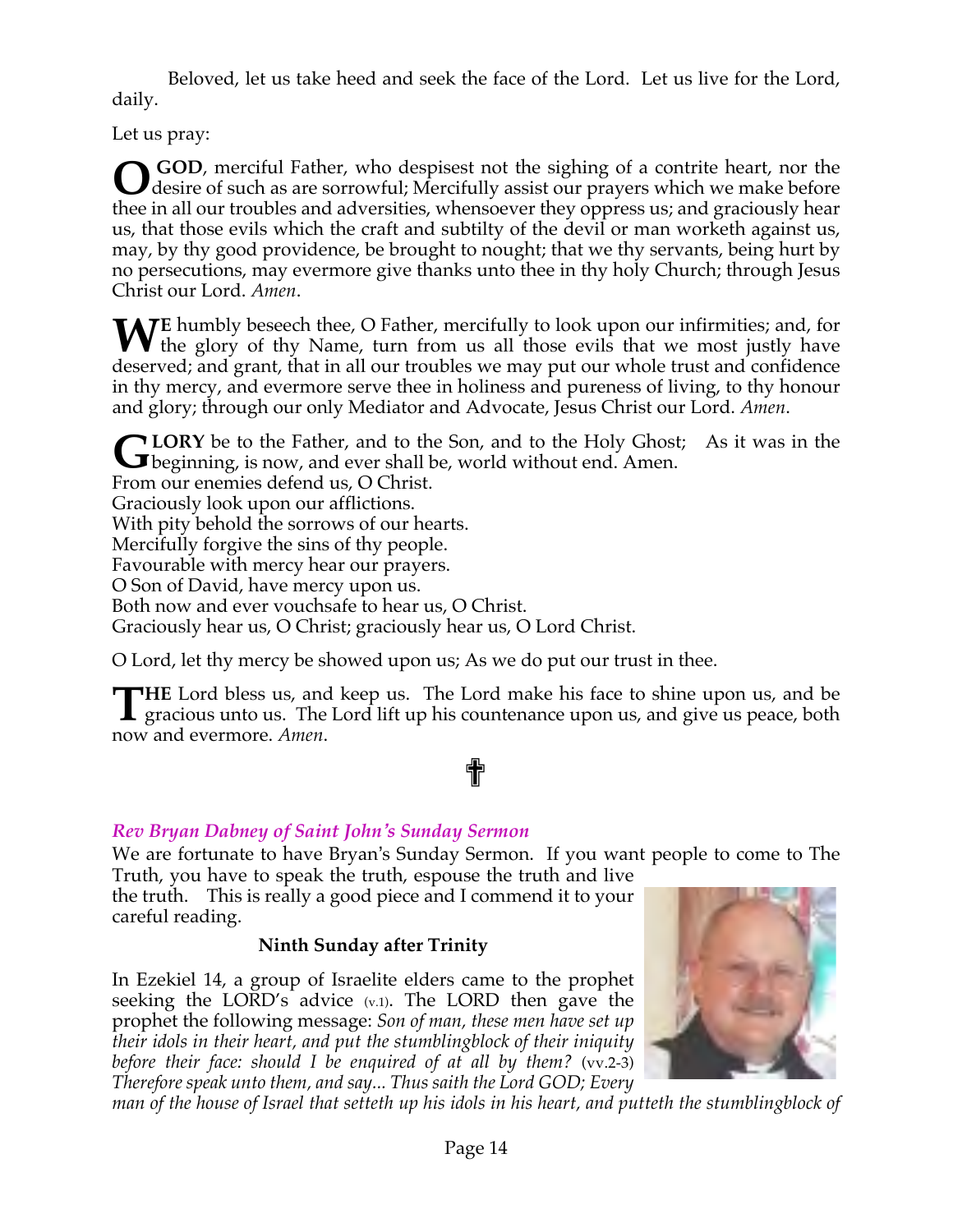Beloved, let us take heed and seek the face of the Lord. Let us live for the Lord, daily.

Let us pray:

**O GOD**, merciful Father, who despisest not the sighing of a contrite heart, nor the desire of such as are sorrowful; Mercifully assist our prayers which we make before thee in all our troubles and adversities, whensoever they oppress us; and graciously hear us, that those evils which the craft and subtilty of the devil or man worketh against us, may, by thy good providence, be brought to nought; that we thy servants, being hurt by no persecutions, may evermore give thanks unto thee in thy holy Church; through Jesus Christ our Lord. *Amen*.

**WE** humbly beseech thee, O Father, mercifully to look upon our infirmities; and, for the glory of thy Name, turn from us all those evils that we most justly have deserved; and grant, that in all our troubles we may put our whole trust and confidence in thy mercy, and evermore serve thee in holiness and pureness of living, to thy honour and glory; through our only Mediator and Advocate, Jesus Christ our Lord. *Amen*.

**GLORY** be to the Father, and to the Son, and to the Holy Ghost; As it was in the beginning, is now, and ever shall be, world without end. Amen.
From our enemies defend us, O Christ.
Graciously look upon our afflictions.
With pity behold the sorrows of our hearts.
Mercifully forgive the sins of thy people.
Favourable with mercy hear our prayers.
O Son of David, have mercy upon us.
Both now and ever vouchsafe to hear us, O Christ.
Graciously hear us, O Christ; graciously hear us, O Lord Christ.

O Lord, let thy mercy be showed upon us; As we do put our trust in thee.

**THE** Lord bless us, and keep us. The Lord make his face to shine upon us, and be gracious unto us. The Lord lift up his countenance upon us, and give us peace, both now and evermore. *Amen*.

✞

### *Rev Bryan Dabney of Saint John's Sunday Sermon*

We are fortunate to have Bryan's Sunday Sermon. If you want people to come to The Truth, you have to speak the truth, espouse the truth and live the truth. This is really a good piece and I commend it to your careful reading.

**Ninth Sunday after Trinity**

In Ezekiel 14, a group of Israelite elders came to the prophet seeking the LORD's advice (v.1). The LORD then gave the prophet the following message: *Son of man, these men have set up their idols in their heart, and put the stumblingblock of their iniquity before their face: should I be enquired of at all by them?* (vv.2-3) *Therefore speak unto them, and say... Thus saith the Lord GOD; Every man of the house of Israel that setteth up his idols in his heart, and putteth the stumblingblock of*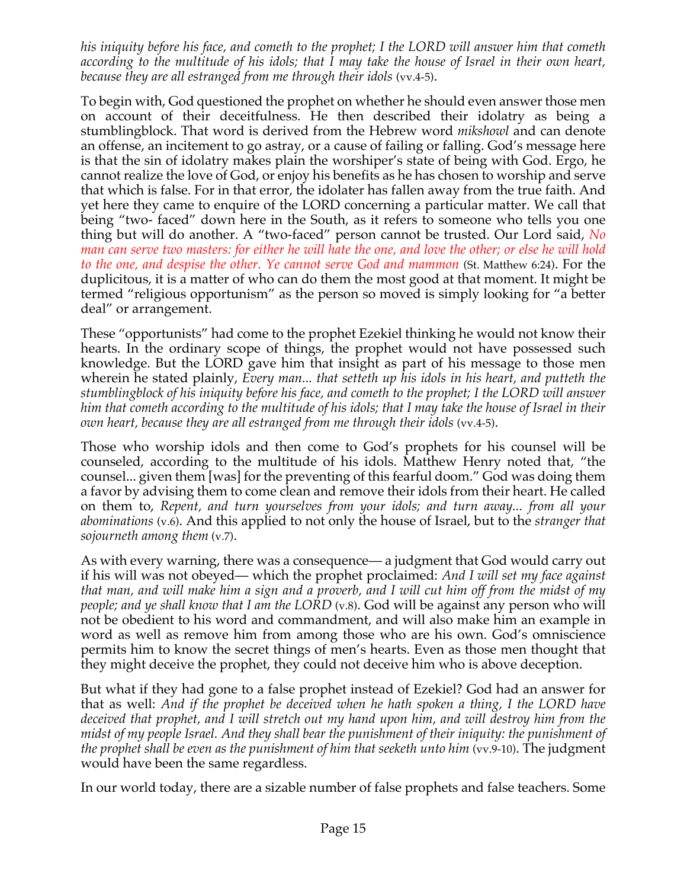*his iniquity before his face, and cometh to the prophet; I the LORD will answer him that cometh according to the multitude of his idols; that I may take the house of Israel in their own heart, because they are all estranged from me through their idols* (vv.4-5).

To begin with, God questioned the prophet on whether he should even answer those men on account of their deceitfulness. He then described their idolatry as being a stumblingblock. That word is derived from the Hebrew word *mikshowl* and can denote an offense, an incitement to go astray, or a cause of failing or falling. God's message here is that the sin of idolatry makes plain the worshiper's state of being with God. Ergo, he cannot realize the love of God, or enjoy his benefits as he has chosen to worship and serve that which is false. For in that error, the idolater has fallen away from the true faith. And yet here they came to enquire of the LORD concerning a particular matter. We call that being "two- faced" down here in the South, as it refers to someone who tells you one thing but will do another. A "two-faced" person cannot be trusted. Our Lord said, *No man can serve two masters: for either he will hate the one, and love the other; or else he will hold to the one, and despise the other. Ye cannot serve God and mammon* (St. Matthew 6:24). For the duplicitous, it is a matter of who can do them the most good at that moment. It might be termed "religious opportunism" as the person so moved is simply looking for "a better deal" or arrangement.

These "opportunists" had come to the prophet Ezekiel thinking he would not know their hearts. In the ordinary scope of things, the prophet would not have possessed such knowledge. But the LORD gave him that insight as part of his message to those men wherein he stated plainly, *Every man... that setteth up his idols in his heart, and putteth the stumblingblock of his iniquity before his face, and cometh to the prophet; I the LORD will answer him that cometh according to the multitude of his idols; that I may take the house of Israel in their own heart, because they are all estranged from me through their idols* (vv.4-5).

Those who worship idols and then come to God's prophets for his counsel will be counseled, according to the multitude of his idols. Matthew Henry noted that, "the counsel... given them [was] for the preventing of this fearful doom." God was doing them a favor by advising them to come clean and remove their idols from their heart. He called on them to, *Repent, and turn yourselves from your idols; and turn away... from all your abominations* (v.6). And this applied to not only the house of Israel, but to the *stranger that sojourneth among them* (v.7).

As with every warning, there was a consequence— a judgment that God would carry out if his will was not obeyed— which the prophet proclaimed: *And I will set my face against that man, and will make him a sign and a proverb, and I will cut him off from the midst of my people; and ye shall know that I am the LORD* (v.8). God will be against any person who will not be obedient to his word and commandment, and will also make him an example in word as well as remove him from among those who are his own. God's omniscience permits him to know the secret things of men's hearts. Even as those men thought that they might deceive the prophet, they could not deceive him who is above deception.

But what if they had gone to a false prophet instead of Ezekiel? God had an answer for that as well: *And if the prophet be deceived when he hath spoken a thing, I the LORD have deceived that prophet, and I will stretch out my hand upon him, and will destroy him from the midst of my people Israel. And they shall bear the punishment of their iniquity: the punishment of the prophet shall be even as the punishment of him that seeketh unto him* (vv.9-10). The judgment would have been the same regardless.

In our world today, there are a sizable number of false prophets and false teachers. Some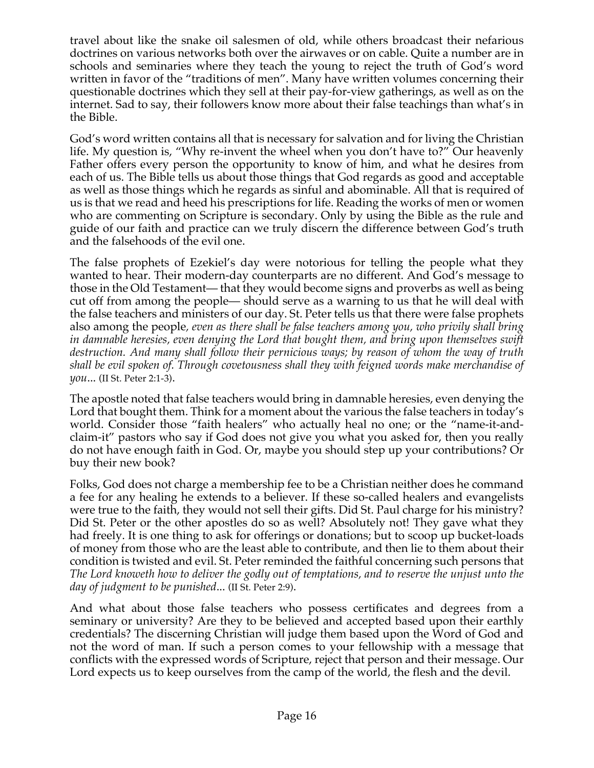travel about like the snake oil salesmen of old, while others broadcast their nefarious doctrines on various networks both over the airwaves or on cable. Quite a number are in schools and seminaries where they teach the young to reject the truth of God's word written in favor of the "traditions of men". Many have written volumes concerning their questionable doctrines which they sell at their pay-for-view gatherings, as well as on the internet. Sad to say, their followers know more about their false teachings than what's in the Bible.

God's word written contains all that is necessary for salvation and for living the Christian life. My question is, "Why re-invent the wheel when you don't have to?" Our heavenly Father offers every person the opportunity to know of him, and what he desires from each of us. The Bible tells us about those things that God regards as good and acceptable as well as those things which he regards as sinful and abominable. All that is required of us is that we read and heed his prescriptions for life. Reading the works of men or women who are commenting on Scripture is secondary. Only by using the Bible as the rule and guide of our faith and practice can we truly discern the difference between God's truth and the falsehoods of the evil one.

The false prophets of Ezekiel's day were notorious for telling the people what they wanted to hear. Their modern-day counterparts are no different. And God's message to those in the Old Testament— that they would become signs and proverbs as well as being cut off from among the people— should serve as a warning to us that he will deal with the false teachers and ministers of our day. St. Peter tells us that there were false prophets also among the people, *even as there shall be false teachers among you, who privily shall bring in damnable heresies, even denying the Lord that bought them, and bring upon themselves swift destruction. And many shall follow their pernicious ways; by reason of whom the way of truth shall be evil spoken of. Through covetousness shall they with feigned words make merchandise of you*... (II St. Peter 2:1-3).

The apostle noted that false teachers would bring in damnable heresies, even denying the Lord that bought them. Think for a moment about the various the false teachers in today's world. Consider those "faith healers" who actually heal no one; or the "name-it-and-claim-it" pastors who say if God does not give you what you asked for, then you really do not have enough faith in God. Or, maybe you should step up your contributions? Or buy their new book?

Folks, God does not charge a membership fee to be a Christian neither does he command a fee for any healing he extends to a believer. If these so-called healers and evangelists were true to the faith, they would not sell their gifts. Did St. Paul charge for his ministry? Did St. Peter or the other apostles do so as well? Absolutely not! They gave what they had freely. It is one thing to ask for offerings or donations; but to scoop up bucket-loads of money from those who are the least able to contribute, and then lie to them about their condition is twisted and evil. St. Peter reminded the faithful concerning such persons that *The Lord knoweth how to deliver the godly out of temptations, and to reserve the unjust unto the day of judgment to be punished*... (II St. Peter 2:9).

And what about those false teachers who possess certificates and degrees from a seminary or university? Are they to be believed and accepted based upon their earthly credentials? The discerning Christian will judge them based upon the Word of God and not the word of man. If such a person comes to your fellowship with a message that conflicts with the expressed words of Scripture, reject that person and their message. Our Lord expects us to keep ourselves from the camp of the world, the flesh and the devil.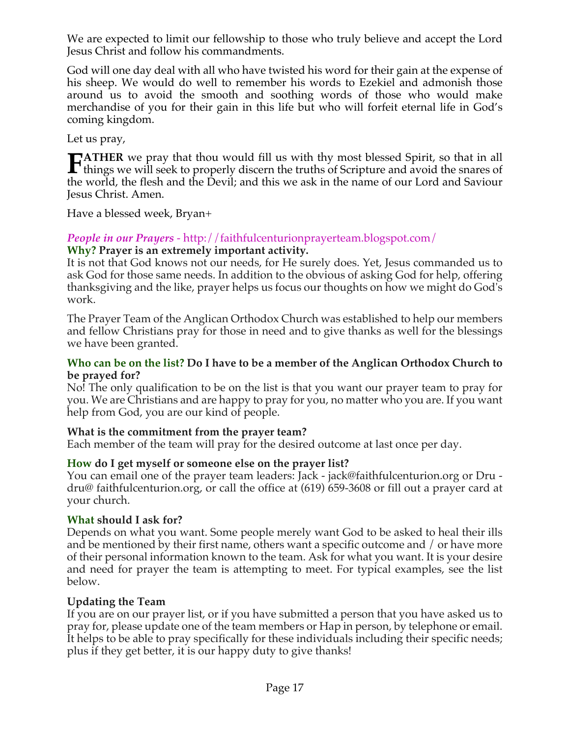We are expected to limit our fellowship to those who truly believe and accept the Lord Jesus Christ and follow his commandments.

God will one day deal with all who have twisted his word for their gain at the expense of his sheep. We would do well to remember his words to Ezekiel and admonish those around us to avoid the smooth and soothing words of those who would make merchandise of you for their gain in this life but who will forfeit eternal life in God's coming kingdom.

Let us pray,

**FATHER** we pray that thou would fill us with thy most blessed Spirit, so that in all things we will seek to properly discern the truths of Scripture and avoid the snares of the world, the flesh and the Devil; and this we ask in the name of our Lord and Saviour Jesus Christ. Amen.

Have a blessed week, Bryan+

***People in our Prayers*** - http://faithfulcenturionprayerteam.blogspot.com/

**Why? Prayer is an extremely important activity.**

It is not that God knows not our needs, for He surely does. Yet, Jesus commanded us to ask God for those same needs. In addition to the obvious of asking God for help, offering thanksgiving and the like, prayer helps us focus our thoughts on how we might do God's work.

The Prayer Team of the Anglican Orthodox Church was established to help our members and fellow Christians pray for those in need and to give thanks as well for the blessings we have been granted.

**Who can be on the list? Do I have to be a member of the Anglican Orthodox Church to be prayed for?**

No! The only qualification to be on the list is that you want our prayer team to pray for you. We are Christians and are happy to pray for you, no matter who you are. If you want help from God, you are our kind of people.

**What is the commitment from the prayer team?**

Each member of the team will pray for the desired outcome at last once per day.

**How do I get myself or someone else on the prayer list?**

You can email one of the prayer team leaders: Jack - jack@faithfulcenturion.org or Dru - dru@ faithfulcenturion.org, or call the office at (619) 659-3608 or fill out a prayer card at your church.

**What should I ask for?**

Depends on what you want. Some people merely want God to be asked to heal their ills and be mentioned by their first name, others want a specific outcome and / or have more of their personal information known to the team. Ask for what you want. It is your desire and need for prayer the team is attempting to meet. For typical examples, see the list below.

**Updating the Team**

If you are on our prayer list, or if you have submitted a person that you have asked us to pray for, please update one of the team members or Hap in person, by telephone or email. It helps to be able to pray specifically for these individuals including their specific needs; plus if they get better, it is our happy duty to give thanks!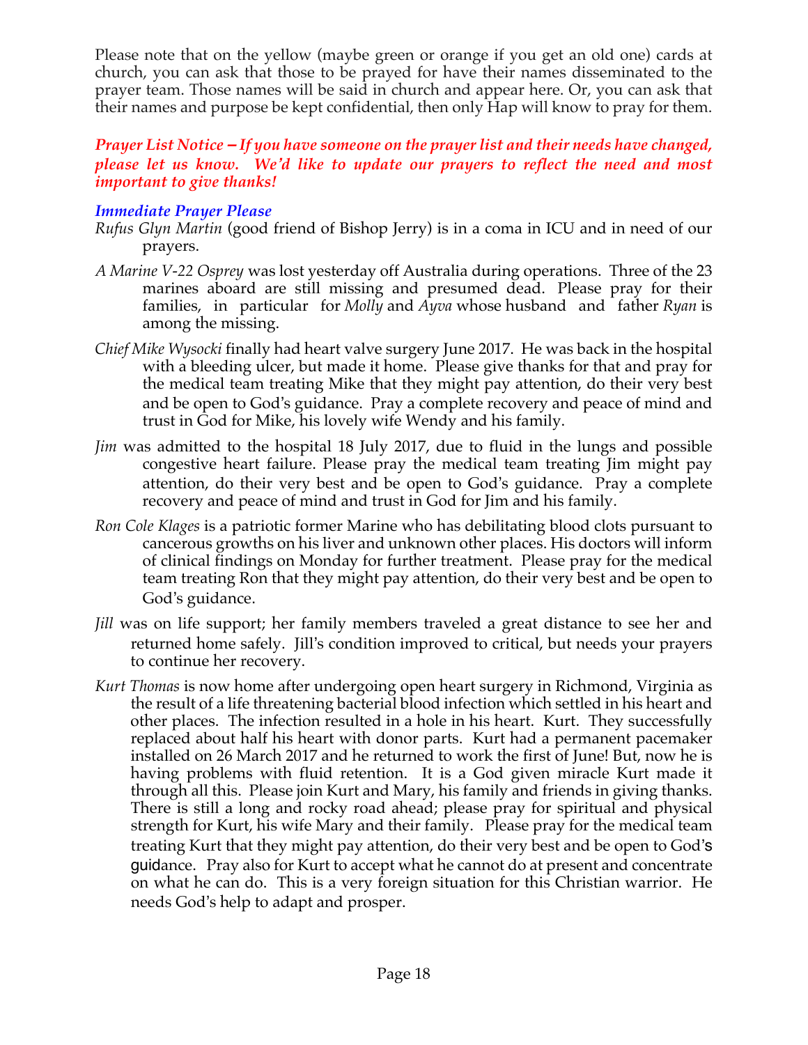Please note that on the yellow (maybe green or orange if you get an old one) cards at church, you can ask that those to be prayed for have their names disseminated to the prayer team. Those names will be said in church and appear here. Or, you can ask that their names and purpose be kept confidential, then only Hap will know to pray for them.

***Prayer List Notice – If you have someone on the prayer list and their needs have changed, please let us know. We'd like to update our prayers to reflect the need and most important to give thanks!***

***Immediate Prayer Please***

*Rufus Glyn Martin* (good friend of Bishop Jerry) is in a coma in ICU and in need of our prayers.

*A Marine V-22 Osprey* was lost yesterday off Australia during operations. Three of the 23 marines aboard are still missing and presumed dead. Please pray for their families, in particular for *Molly* and *Ayva* whose husband and father *Ryan* is among the missing.

*Chief Mike Wysocki* finally had heart valve surgery June 2017. He was back in the hospital with a bleeding ulcer, but made it home. Please give thanks for that and pray for the medical team treating Mike that they might pay attention, do their very best and be open to God's guidance. Pray a complete recovery and peace of mind and trust in God for Mike, his lovely wife Wendy and his family.

*Jim* was admitted to the hospital 18 July 2017, due to fluid in the lungs and possible congestive heart failure. Please pray the medical team treating Jim might pay attention, do their very best and be open to God's guidance. Pray a complete recovery and peace of mind and trust in God for Jim and his family.

*Ron Cole Klages* is a patriotic former Marine who has debilitating blood clots pursuant to cancerous growths on his liver and unknown other places. His doctors will inform of clinical findings on Monday for further treatment. Please pray for the medical team treating Ron that they might pay attention, do their very best and be open to God's guidance.

*Jill* was on life support; her family members traveled a great distance to see her and returned home safely. Jill's condition improved to critical, but needs your prayers to continue her recovery.

*Kurt Thomas* is now home after undergoing open heart surgery in Richmond, Virginia as the result of a life threatening bacterial blood infection which settled in his heart and other places. The infection resulted in a hole in his heart. Kurt. They successfully replaced about half his heart with donor parts. Kurt had a permanent pacemaker installed on 26 March 2017 and he returned to work the first of June! But, now he is having problems with fluid retention. It is a God given miracle Kurt made it through all this. Please join Kurt and Mary, his family and friends in giving thanks. There is still a long and rocky road ahead; please pray for spiritual and physical strength for Kurt, his wife Mary and their family. Please pray for the medical team treating Kurt that they might pay attention, do their very best and be open to God's guidance. Pray also for Kurt to accept what he cannot do at present and concentrate on what he can do. This is a very foreign situation for this Christian warrior. He needs God's help to adapt and prosper.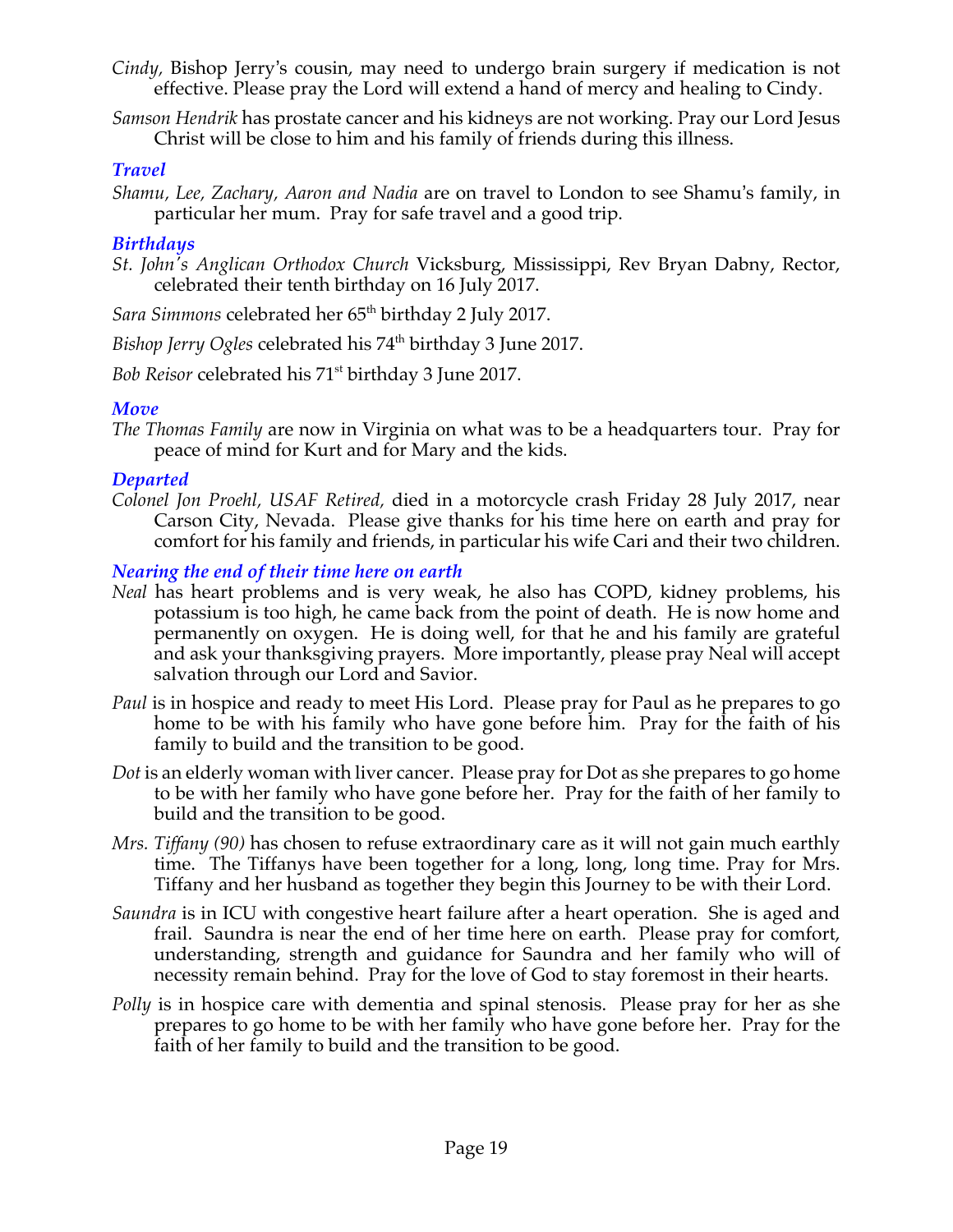*Cindy,* Bishop Jerry's cousin, may need to undergo brain surgery if medication is not effective. Please pray the Lord will extend a hand of mercy and healing to Cindy.

*Samson Hendrik* has prostate cancer and his kidneys are not working. Pray our Lord Jesus Christ will be close to him and his family of friends during this illness.

### *Travel*

*Shamu, Lee, Zachary, Aaron and Nadia* are on travel to London to see Shamu's family, in particular her mum. Pray for safe travel and a good trip.

### *Birthdays*

*St. John's Anglican Orthodox Church* Vicksburg, Mississippi, Rev Bryan Dabny, Rector, celebrated their tenth birthday on 16 July 2017.

*Sara Simmons* celebrated her 65th birthday 2 July 2017.

*Bishop Jerry Ogles* celebrated his 74th birthday 3 June 2017.

*Bob Reisor* celebrated his 71st birthday 3 June 2017.

### *Move*

*The Thomas Family* are now in Virginia on what was to be a headquarters tour. Pray for peace of mind for Kurt and for Mary and the kids.

### *Departed*

*Colonel Jon Proehl, USAF Retired,* died in a motorcycle crash Friday 28 July 2017, near Carson City, Nevada. Please give thanks for his time here on earth and pray for comfort for his family and friends, in particular his wife Cari and their two children.

### *Nearing the end of their time here on earth*

*Neal* has heart problems and is very weak, he also has COPD, kidney problems, his potassium is too high, he came back from the point of death. He is now home and permanently on oxygen. He is doing well, for that he and his family are grateful and ask your thanksgiving prayers. More importantly, please pray Neal will accept salvation through our Lord and Savior.

*Paul* is in hospice and ready to meet His Lord. Please pray for Paul as he prepares to go home to be with his family who have gone before him. Pray for the faith of his family to build and the transition to be good.

*Dot* is an elderly woman with liver cancer. Please pray for Dot as she prepares to go home to be with her family who have gone before her. Pray for the faith of her family to build and the transition to be good.

*Mrs. Tiffany (90)* has chosen to refuse extraordinary care as it will not gain much earthly time. The Tiffanys have been together for a long, long, long time. Pray for Mrs. Tiffany and her husband as together they begin this Journey to be with their Lord.

*Saundra* is in ICU with congestive heart failure after a heart operation. She is aged and frail. Saundra is near the end of her time here on earth. Please pray for comfort, understanding, strength and guidance for Saundra and her family who will of necessity remain behind. Pray for the love of God to stay foremost in their hearts.

*Polly* is in hospice care with dementia and spinal stenosis. Please pray for her as she prepares to go home to be with her family who have gone before her. Pray for the faith of her family to build and the transition to be good.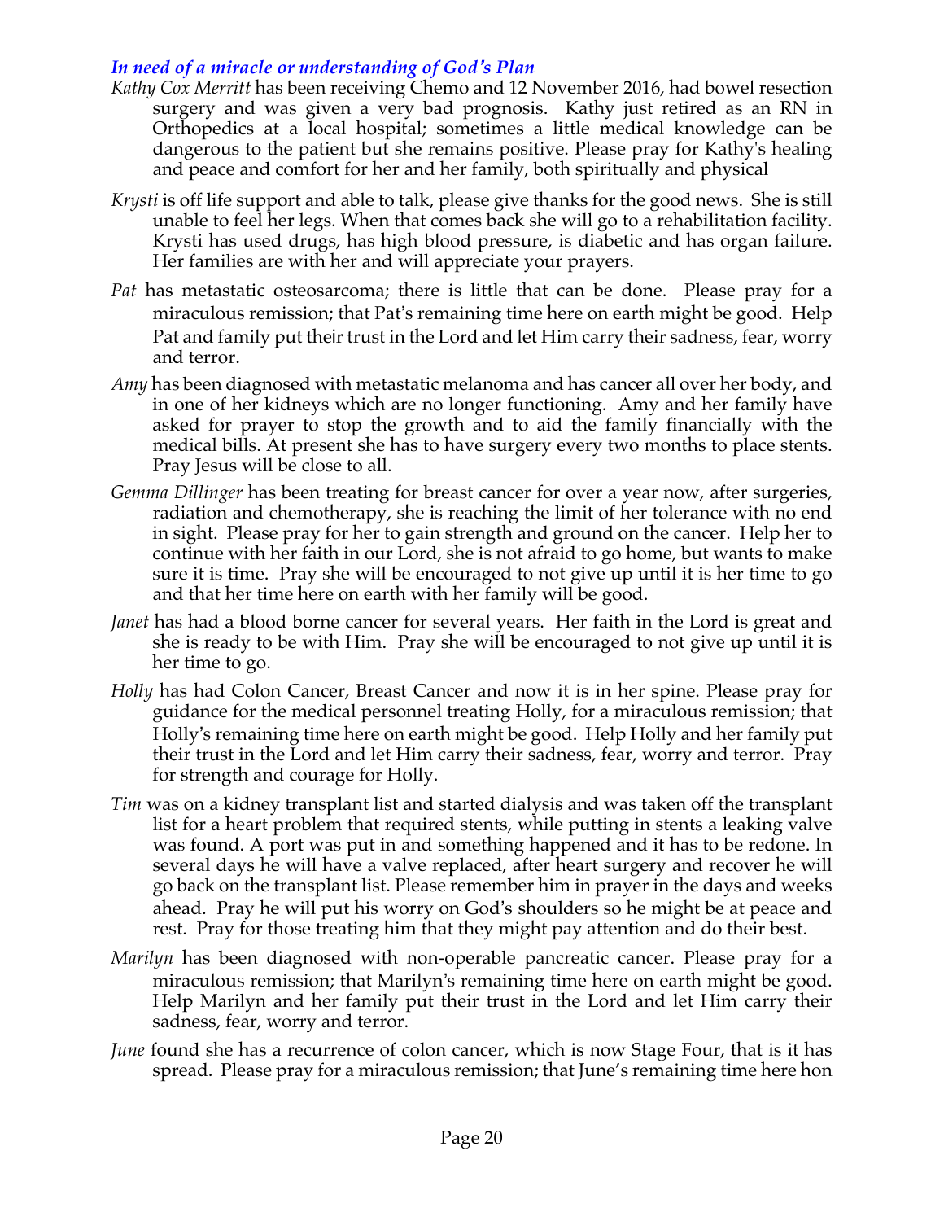### *In need of a miracle or understanding of God's Plan*

*Kathy Cox Merritt* has been receiving Chemo and 12 November 2016, had bowel resection surgery and was given a very bad prognosis. Kathy just retired as an RN in Orthopedics at a local hospital; sometimes a little medical knowledge can be dangerous to the patient but she remains positive. Please pray for Kathy's healing and peace and comfort for her and her family, both spiritually and physical

*Krysti* is off life support and able to talk, please give thanks for the good news. She is still unable to feel her legs. When that comes back she will go to a rehabilitation facility. Krysti has used drugs, has high blood pressure, is diabetic and has organ failure. Her families are with her and will appreciate your prayers.

*Pat* has metastatic osteosarcoma; there is little that can be done. Please pray for a miraculous remission; that Pat's remaining time here on earth might be good. Help Pat and family put their trust in the Lord and let Him carry their sadness, fear, worry and terror.

*Amy* has been diagnosed with metastatic melanoma and has cancer all over her body, and in one of her kidneys which are no longer functioning. Amy and her family have asked for prayer to stop the growth and to aid the family financially with the medical bills. At present she has to have surgery every two months to place stents. Pray Jesus will be close to all.

*Gemma Dillinger* has been treating for breast cancer for over a year now, after surgeries, radiation and chemotherapy, she is reaching the limit of her tolerance with no end in sight. Please pray for her to gain strength and ground on the cancer. Help her to continue with her faith in our Lord, she is not afraid to go home, but wants to make sure it is time. Pray she will be encouraged to not give up until it is her time to go and that her time here on earth with her family will be good.

*Janet* has had a blood borne cancer for several years. Her faith in the Lord is great and she is ready to be with Him. Pray she will be encouraged to not give up until it is her time to go.

*Holly* has had Colon Cancer, Breast Cancer and now it is in her spine. Please pray for guidance for the medical personnel treating Holly, for a miraculous remission; that Holly's remaining time here on earth might be good. Help Holly and her family put their trust in the Lord and let Him carry their sadness, fear, worry and terror. Pray for strength and courage for Holly.

*Tim* was on a kidney transplant list and started dialysis and was taken off the transplant list for a heart problem that required stents, while putting in stents a leaking valve was found. A port was put in and something happened and it has to be redone. In several days he will have a valve replaced, after heart surgery and recover he will go back on the transplant list. Please remember him in prayer in the days and weeks ahead. Pray he will put his worry on God's shoulders so he might be at peace and rest. Pray for those treating him that they might pay attention and do their best.

*Marilyn* has been diagnosed with non-operable pancreatic cancer. Please pray for a miraculous remission; that Marilyn's remaining time here on earth might be good. Help Marilyn and her family put their trust in the Lord and let Him carry their sadness, fear, worry and terror.

*June* found she has a recurrence of colon cancer, which is now Stage Four, that is it has spread. Please pray for a miraculous remission; that June's remaining time here hon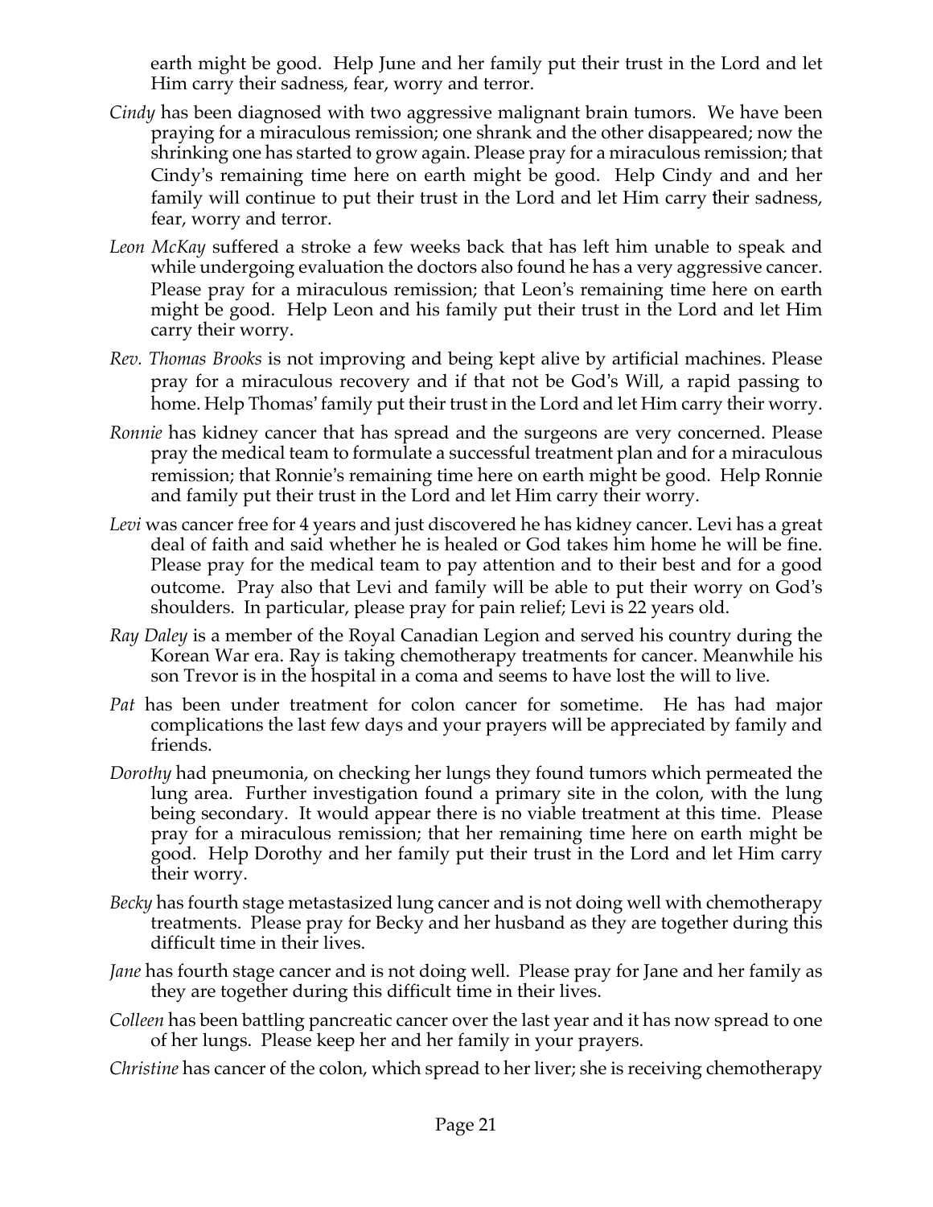earth might be good. Help June and her family put their trust in the Lord and let Him carry their sadness, fear, worry and terror.

*Cindy* has been diagnosed with two aggressive malignant brain tumors. We have been praying for a miraculous remission; one shrank and the other disappeared; now the shrinking one has started to grow again. Please pray for a miraculous remission; that Cindy's remaining time here on earth might be good. Help Cindy and and her family will continue to put their trust in the Lord and let Him carry their sadness, fear, worry and terror.

*Leon McKay* suffered a stroke a few weeks back that has left him unable to speak and while undergoing evaluation the doctors also found he has a very aggressive cancer. Please pray for a miraculous remission; that Leon's remaining time here on earth might be good. Help Leon and his family put their trust in the Lord and let Him carry their worry.

*Rev. Thomas Brooks* is not improving and being kept alive by artificial machines. Please pray for a miraculous recovery and if that not be God's Will, a rapid passing to home. Help Thomas' family put their trust in the Lord and let Him carry their worry.

*Ronnie* has kidney cancer that has spread and the surgeons are very concerned. Please pray the medical team to formulate a successful treatment plan and for a miraculous remission; that Ronnie's remaining time here on earth might be good. Help Ronnie and family put their trust in the Lord and let Him carry their worry.

*Levi* was cancer free for 4 years and just discovered he has kidney cancer. Levi has a great deal of faith and said whether he is healed or God takes him home he will be fine. Please pray for the medical team to pay attention and to their best and for a good outcome. Pray also that Levi and family will be able to put their worry on God's shoulders. In particular, please pray for pain relief; Levi is 22 years old.

*Ray Daley* is a member of the Royal Canadian Legion and served his country during the Korean War era. Ray is taking chemotherapy treatments for cancer. Meanwhile his son Trevor is in the hospital in a coma and seems to have lost the will to live.

*Pat* has been under treatment for colon cancer for sometime. He has had major complications the last few days and your prayers will be appreciated by family and friends.

*Dorothy* had pneumonia, on checking her lungs they found tumors which permeated the lung area. Further investigation found a primary site in the colon, with the lung being secondary. It would appear there is no viable treatment at this time. Please pray for a miraculous remission; that her remaining time here on earth might be good. Help Dorothy and her family put their trust in the Lord and let Him carry their worry.

*Becky* has fourth stage metastasized lung cancer and is not doing well with chemotherapy treatments. Please pray for Becky and her husband as they are together during this difficult time in their lives.

*Jane* has fourth stage cancer and is not doing well. Please pray for Jane and her family as they are together during this difficult time in their lives.

*Colleen* has been battling pancreatic cancer over the last year and it has now spread to one of her lungs. Please keep her and her family in your prayers.

*Christine* has cancer of the colon, which spread to her liver; she is receiving chemotherapy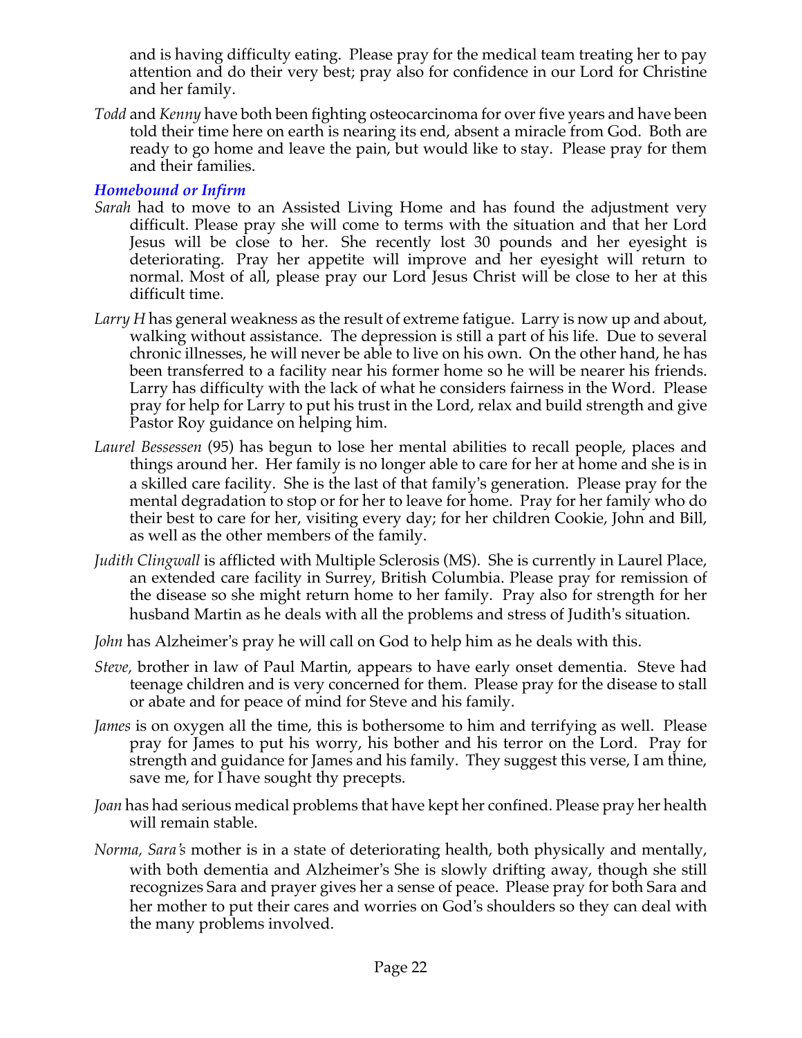and is having difficulty eating. Please pray for the medical team treating her to pay attention and do their very best; pray also for confidence in our Lord for Christine and her family.

*Todd* and *Kenny* have both been fighting osteocarcinoma for over five years and have been told their time here on earth is nearing its end, absent a miracle from God. Both are ready to go home and leave the pain, but would like to stay. Please pray for them and their families.

### *Homebound or Infirm*

*Sarah* had to move to an Assisted Living Home and has found the adjustment very difficult. Please pray she will come to terms with the situation and that her Lord Jesus will be close to her. She recently lost 30 pounds and her eyesight is deteriorating. Pray her appetite will improve and her eyesight will return to normal. Most of all, please pray our Lord Jesus Christ will be close to her at this difficult time.

*Larry H* has general weakness as the result of extreme fatigue. Larry is now up and about, walking without assistance. The depression is still a part of his life. Due to several chronic illnesses, he will never be able to live on his own. On the other hand, he has been transferred to a facility near his former home so he will be nearer his friends. Larry has difficulty with the lack of what he considers fairness in the Word. Please pray for help for Larry to put his trust in the Lord, relax and build strength and give Pastor Roy guidance on helping him.

*Laurel Bessessen* (95) has begun to lose her mental abilities to recall people, places and things around her. Her family is no longer able to care for her at home and she is in a skilled care facility. She is the last of that family's generation. Please pray for the mental degradation to stop or for her to leave for home. Pray for her family who do their best to care for her, visiting every day; for her children Cookie, John and Bill, as well as the other members of the family.

*Judith Clingwall* is afflicted with Multiple Sclerosis (MS). She is currently in Laurel Place, an extended care facility in Surrey, British Columbia. Please pray for remission of the disease so she might return home to her family. Pray also for strength for her husband Martin as he deals with all the problems and stress of Judith's situation.

*John* has Alzheimer's pray he will call on God to help him as he deals with this.

*Steve,* brother in law of Paul Martin, appears to have early onset dementia. Steve had teenage children and is very concerned for them. Please pray for the disease to stall or abate and for peace of mind for Steve and his family.

*James* is on oxygen all the time, this is bothersome to him and terrifying as well. Please pray for James to put his worry, his bother and his terror on the Lord. Pray for strength and guidance for James and his family. They suggest this verse, I am thine, save me, for I have sought thy precepts.

*Joan* has had serious medical problems that have kept her confined. Please pray her health will remain stable.

*Norma, Sara's* mother is in a state of deteriorating health, both physically and mentally, with both dementia and Alzheimer's She is slowly drifting away, though she still recognizes Sara and prayer gives her a sense of peace. Please pray for both Sara and her mother to put their cares and worries on God's shoulders so they can deal with the many problems involved.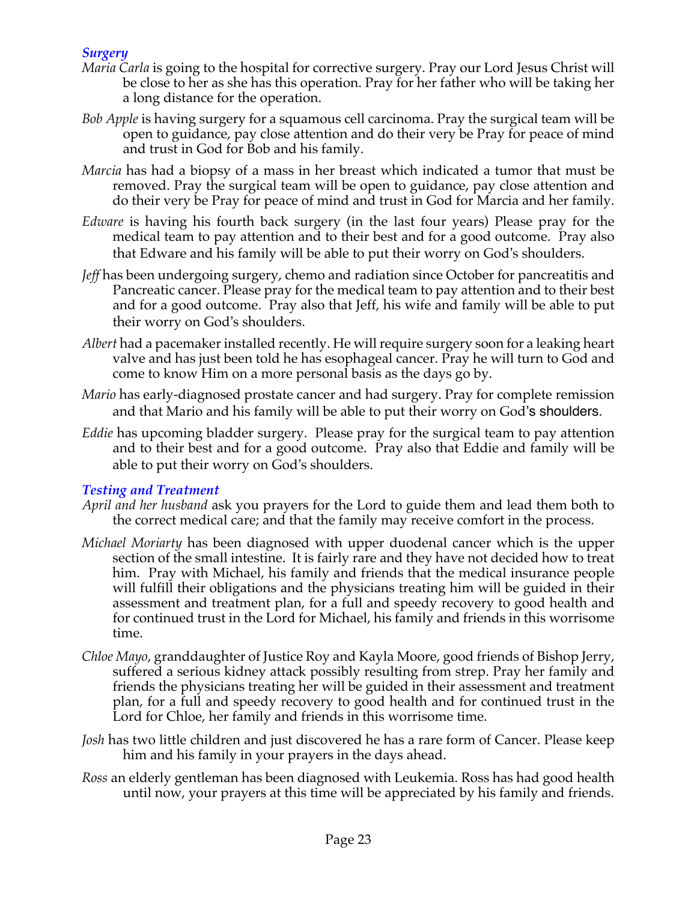### *Surgery*

*Maria Carla* is going to the hospital for corrective surgery. Pray our Lord Jesus Christ will be close to her as she has this operation. Pray for her father who will be taking her a long distance for the operation.

*Bob Apple* is having surgery for a squamous cell carcinoma. Pray the surgical team will be open to guidance, pay close attention and do their very be Pray for peace of mind and trust in God for Bob and his family.

*Marcia* has had a biopsy of a mass in her breast which indicated a tumor that must be removed. Pray the surgical team will be open to guidance, pay close attention and do their very be Pray for peace of mind and trust in God for Marcia and her family.

*Edware* is having his fourth back surgery (in the last four years) Please pray for the medical team to pay attention and to their best and for a good outcome. Pray also that Edware and his family will be able to put their worry on God's shoulders.

*Jeff* has been undergoing surgery, chemo and radiation since October for pancreatitis and Pancreatic cancer. Please pray for the medical team to pay attention and to their best and for a good outcome. Pray also that Jeff, his wife and family will be able to put their worry on God's shoulders.

*Albert* had a pacemaker installed recently. He will require surgery soon for a leaking heart valve and has just been told he has esophageal cancer. Pray he will turn to God and come to know Him on a more personal basis as the days go by.

*Mario* has early-diagnosed prostate cancer and had surgery. Pray for complete remission and that Mario and his family will be able to put their worry on God's shoulders.

*Eddie* has upcoming bladder surgery. Please pray for the surgical team to pay attention and to their best and for a good outcome. Pray also that Eddie and family will be able to put their worry on God's shoulders.

### *Testing and Treatment*

*April and her husband* ask you prayers for the Lord to guide them and lead them both to the correct medical care; and that the family may receive comfort in the process.

*Michael Moriarty* has been diagnosed with upper duodenal cancer which is the upper section of the small intestine. It is fairly rare and they have not decided how to treat him. Pray with Michael, his family and friends that the medical insurance people will fulfill their obligations and the physicians treating him will be guided in their assessment and treatment plan, for a full and speedy recovery to good health and for continued trust in the Lord for Michael, his family and friends in this worrisome time.

*Chloe Mayo*, granddaughter of Justice Roy and Kayla Moore, good friends of Bishop Jerry, suffered a serious kidney attack possibly resulting from strep. Pray her family and friends the physicians treating her will be guided in their assessment and treatment plan, for a full and speedy recovery to good health and for continued trust in the Lord for Chloe, her family and friends in this worrisome time.

*Josh* has two little children and just discovered he has a rare form of Cancer. Please keep him and his family in your prayers in the days ahead.

*Ross* an elderly gentleman has been diagnosed with Leukemia. Ross has had good health until now, your prayers at this time will be appreciated by his family and friends.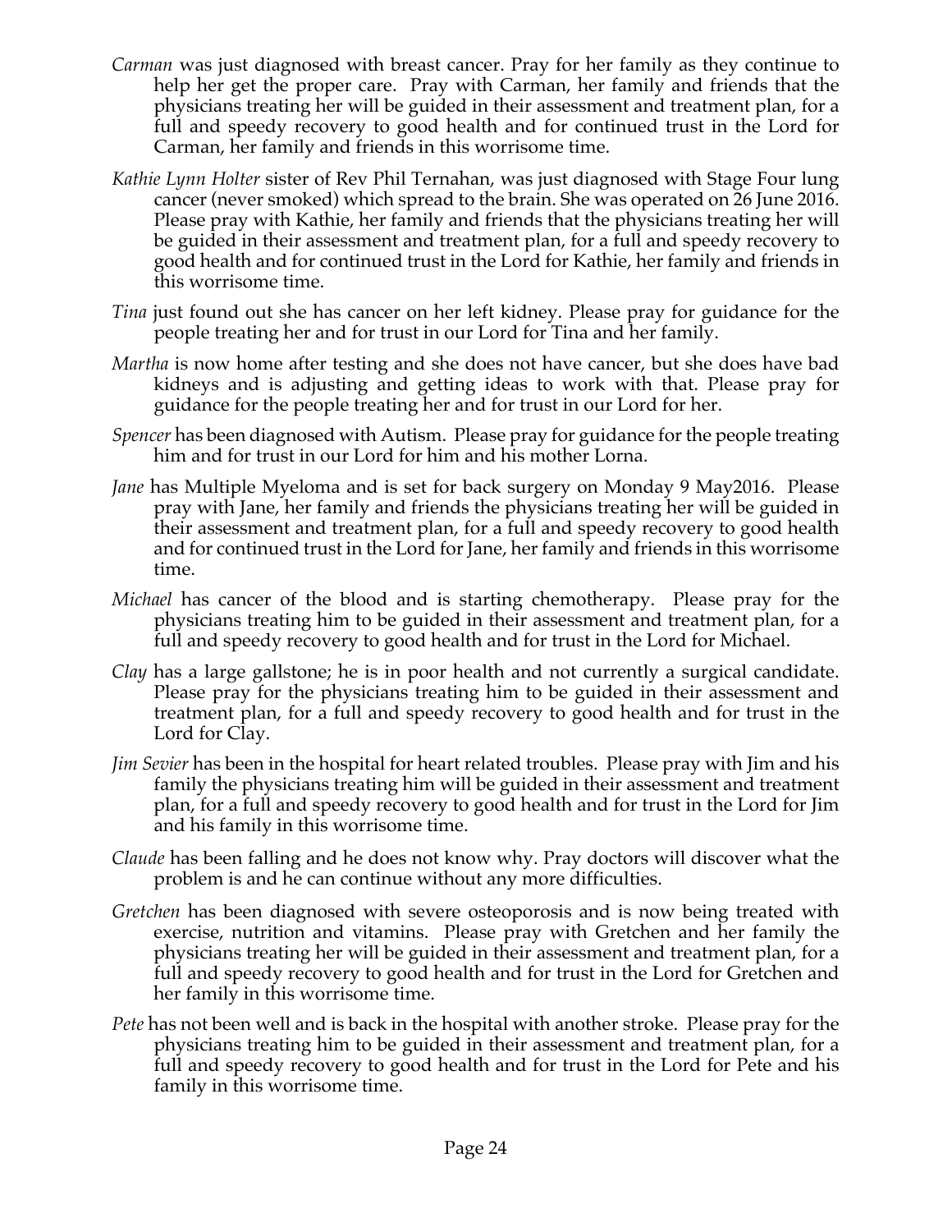*Carman* was just diagnosed with breast cancer. Pray for her family as they continue to help her get the proper care. Pray with Carman, her family and friends that the physicians treating her will be guided in their assessment and treatment plan, for a full and speedy recovery to good health and for continued trust in the Lord for Carman, her family and friends in this worrisome time.

*Kathie Lynn Holter* sister of Rev Phil Ternahan, was just diagnosed with Stage Four lung cancer (never smoked) which spread to the brain. She was operated on 26 June 2016. Please pray with Kathie, her family and friends that the physicians treating her will be guided in their assessment and treatment plan, for a full and speedy recovery to good health and for continued trust in the Lord for Kathie, her family and friends in this worrisome time.

*Tina* just found out she has cancer on her left kidney. Please pray for guidance for the people treating her and for trust in our Lord for Tina and her family.

*Martha* is now home after testing and she does not have cancer, but she does have bad kidneys and is adjusting and getting ideas to work with that. Please pray for guidance for the people treating her and for trust in our Lord for her.

*Spencer* has been diagnosed with Autism. Please pray for guidance for the people treating him and for trust in our Lord for him and his mother Lorna.

*Jane* has Multiple Myeloma and is set for back surgery on Monday 9 May2016. Please pray with Jane, her family and friends the physicians treating her will be guided in their assessment and treatment plan, for a full and speedy recovery to good health and for continued trust in the Lord for Jane, her family and friends in this worrisome time.

*Michael* has cancer of the blood and is starting chemotherapy. Please pray for the physicians treating him to be guided in their assessment and treatment plan, for a full and speedy recovery to good health and for trust in the Lord for Michael.

*Clay* has a large gallstone; he is in poor health and not currently a surgical candidate. Please pray for the physicians treating him to be guided in their assessment and treatment plan, for a full and speedy recovery to good health and for trust in the Lord for Clay.

*Jim Sevier* has been in the hospital for heart related troubles. Please pray with Jim and his family the physicians treating him will be guided in their assessment and treatment plan, for a full and speedy recovery to good health and for trust in the Lord for Jim and his family in this worrisome time.

*Claude* has been falling and he does not know why. Pray doctors will discover what the problem is and he can continue without any more difficulties.

*Gretchen* has been diagnosed with severe osteoporosis and is now being treated with exercise, nutrition and vitamins. Please pray with Gretchen and her family the physicians treating her will be guided in their assessment and treatment plan, for a full and speedy recovery to good health and for trust in the Lord for Gretchen and her family in this worrisome time.

*Pete* has not been well and is back in the hospital with another stroke. Please pray for the physicians treating him to be guided in their assessment and treatment plan, for a full and speedy recovery to good health and for trust in the Lord for Pete and his family in this worrisome time.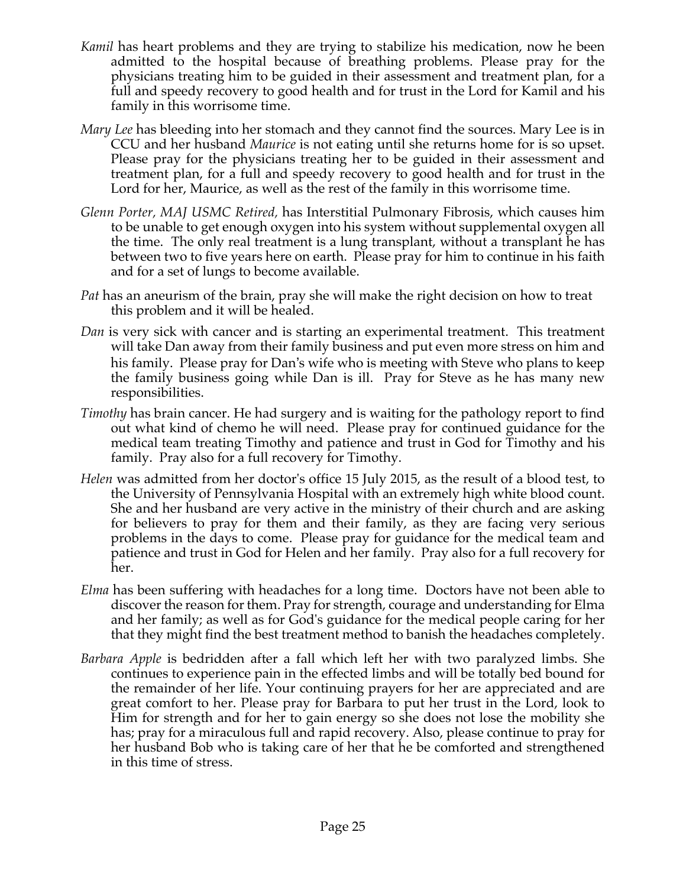*Kamil* has heart problems and they are trying to stabilize his medication, now he been admitted to the hospital because of breathing problems. Please pray for the physicians treating him to be guided in their assessment and treatment plan, for a full and speedy recovery to good health and for trust in the Lord for Kamil and his family in this worrisome time.

*Mary Lee* has bleeding into her stomach and they cannot find the sources. Mary Lee is in CCU and her husband *Maurice* is not eating until she returns home for is so upset. Please pray for the physicians treating her to be guided in their assessment and treatment plan, for a full and speedy recovery to good health and for trust in the Lord for her, Maurice, as well as the rest of the family in this worrisome time.

*Glenn Porter, MAJ USMC Retired,* has Interstitial Pulmonary Fibrosis, which causes him to be unable to get enough oxygen into his system without supplemental oxygen all the time. The only real treatment is a lung transplant, without a transplant he has between two to five years here on earth. Please pray for him to continue in his faith and for a set of lungs to become available.

*Pat* has an aneurism of the brain, pray she will make the right decision on how to treat this problem and it will be healed.

*Dan* is very sick with cancer and is starting an experimental treatment. This treatment will take Dan away from their family business and put even more stress on him and his family. Please pray for Dan's wife who is meeting with Steve who plans to keep the family business going while Dan is ill. Pray for Steve as he has many new responsibilities.

*Timothy* has brain cancer. He had surgery and is waiting for the pathology report to find out what kind of chemo he will need. Please pray for continued guidance for the medical team treating Timothy and patience and trust in God for Timothy and his family. Pray also for a full recovery for Timothy.

*Helen* was admitted from her doctor's office 15 July 2015, as the result of a blood test, to the University of Pennsylvania Hospital with an extremely high white blood count. She and her husband are very active in the ministry of their church and are asking for believers to pray for them and their family, as they are facing very serious problems in the days to come. Please pray for guidance for the medical team and patience and trust in God for Helen and her family. Pray also for a full recovery for her.

*Elma* has been suffering with headaches for a long time. Doctors have not been able to discover the reason for them. Pray for strength, courage and understanding for Elma and her family; as well as for God's guidance for the medical people caring for her that they might find the best treatment method to banish the headaches completely.

*Barbara Apple* is bedridden after a fall which left her with two paralyzed limbs. She continues to experience pain in the effected limbs and will be totally bed bound for the remainder of her life. Your continuing prayers for her are appreciated and are great comfort to her. Please pray for Barbara to put her trust in the Lord, look to Him for strength and for her to gain energy so she does not lose the mobility she has; pray for a miraculous full and rapid recovery. Also, please continue to pray for her husband Bob who is taking care of her that he be comforted and strengthened in this time of stress.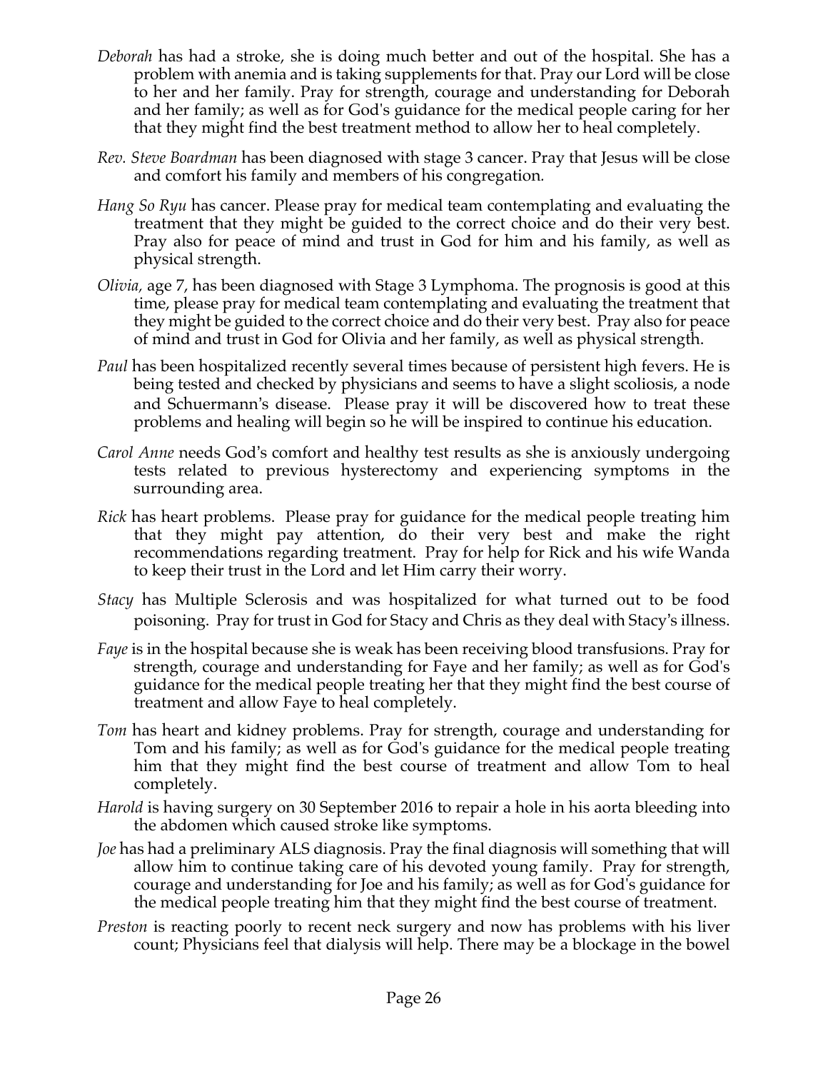*Deborah* has had a stroke, she is doing much better and out of the hospital. She has a problem with anemia and is taking supplements for that. Pray our Lord will be close to her and her family. Pray for strength, courage and understanding for Deborah and her family; as well as for God's guidance for the medical people caring for her that they might find the best treatment method to allow her to heal completely.

*Rev. Steve Boardman* has been diagnosed with stage 3 cancer. Pray that Jesus will be close and comfort his family and members of his congregation.

*Hang So Ryu* has cancer. Please pray for medical team contemplating and evaluating the treatment that they might be guided to the correct choice and do their very best. Pray also for peace of mind and trust in God for him and his family, as well as physical strength.

*Olivia,* age 7, has been diagnosed with Stage 3 Lymphoma. The prognosis is good at this time, please pray for medical team contemplating and evaluating the treatment that they might be guided to the correct choice and do their very best. Pray also for peace of mind and trust in God for Olivia and her family, as well as physical strength.

*Paul* has been hospitalized recently several times because of persistent high fevers. He is being tested and checked by physicians and seems to have a slight scoliosis, a node and Schuermann's disease. Please pray it will be discovered how to treat these problems and healing will begin so he will be inspired to continue his education.

*Carol Anne* needs God's comfort and healthy test results as she is anxiously undergoing tests related to previous hysterectomy and experiencing symptoms in the surrounding area.

*Rick* has heart problems. Please pray for guidance for the medical people treating him that they might pay attention, do their very best and make the right recommendations regarding treatment. Pray for help for Rick and his wife Wanda to keep their trust in the Lord and let Him carry their worry.

*Stacy* has Multiple Sclerosis and was hospitalized for what turned out to be food poisoning. Pray for trust in God for Stacy and Chris as they deal with Stacy's illness.

*Faye* is in the hospital because she is weak has been receiving blood transfusions. Pray for strength, courage and understanding for Faye and her family; as well as for God's guidance for the medical people treating her that they might find the best course of treatment and allow Faye to heal completely.

*Tom* has heart and kidney problems. Pray for strength, courage and understanding for Tom and his family; as well as for God's guidance for the medical people treating him that they might find the best course of treatment and allow Tom to heal completely.

*Harold* is having surgery on 30 September 2016 to repair a hole in his aorta bleeding into the abdomen which caused stroke like symptoms.

*Joe* has had a preliminary ALS diagnosis. Pray the final diagnosis will something that will allow him to continue taking care of his devoted young family. Pray for strength, courage and understanding for Joe and his family; as well as for God's guidance for the medical people treating him that they might find the best course of treatment.

*Preston* is reacting poorly to recent neck surgery and now has problems with his liver count; Physicians feel that dialysis will help. There may be a blockage in the bowel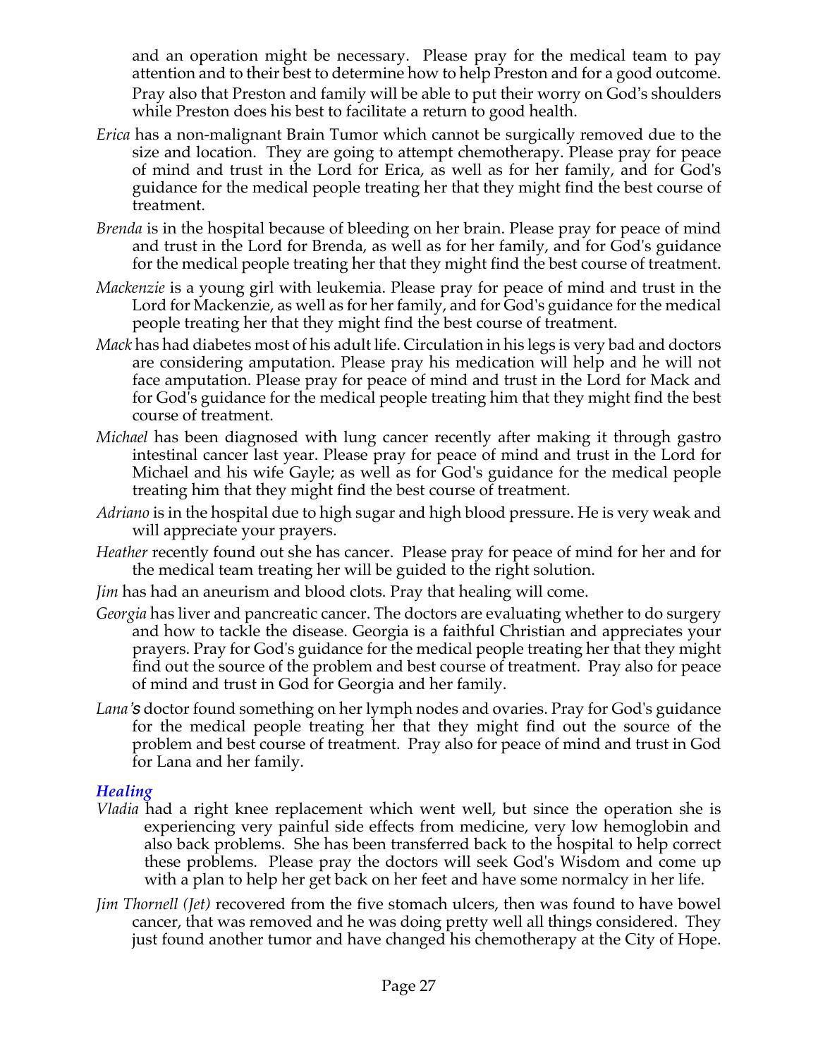and an operation might be necessary. Please pray for the medical team to pay attention and to their best to determine how to help Preston and for a good outcome. Pray also that Preston and family will be able to put their worry on God's shoulders while Preston does his best to facilitate a return to good health.

*Erica* has a non-malignant Brain Tumor which cannot be surgically removed due to the size and location. They are going to attempt chemotherapy. Please pray for peace of mind and trust in the Lord for Erica, as well as for her family, and for God's guidance for the medical people treating her that they might find the best course of treatment.

*Brenda* is in the hospital because of bleeding on her brain. Please pray for peace of mind and trust in the Lord for Brenda, as well as for her family, and for God's guidance for the medical people treating her that they might find the best course of treatment.

*Mackenzie* is a young girl with leukemia. Please pray for peace of mind and trust in the Lord for Mackenzie, as well as for her family, and for God's guidance for the medical people treating her that they might find the best course of treatment.

*Mack* has had diabetes most of his adult life. Circulation in his legs is very bad and doctors are considering amputation. Please pray his medication will help and he will not face amputation. Please pray for peace of mind and trust in the Lord for Mack and for God's guidance for the medical people treating him that they might find the best course of treatment.

*Michael* has been diagnosed with lung cancer recently after making it through gastro intestinal cancer last year. Please pray for peace of mind and trust in the Lord for Michael and his wife Gayle; as well as for God's guidance for the medical people treating him that they might find the best course of treatment.

*Adriano* is in the hospital due to high sugar and high blood pressure. He is very weak and will appreciate your prayers.

*Heather* recently found out she has cancer. Please pray for peace of mind for her and for the medical team treating her will be guided to the right solution.

*Jim* has had an aneurism and blood clots. Pray that healing will come.

*Georgia* has liver and pancreatic cancer. The doctors are evaluating whether to do surgery and how to tackle the disease. Georgia is a faithful Christian and appreciates your prayers. Pray for God's guidance for the medical people treating her that they might find out the source of the problem and best course of treatment. Pray also for peace of mind and trust in God for Georgia and her family.

*Lana's* doctor found something on her lymph nodes and ovaries. Pray for God's guidance for the medical people treating her that they might find out the source of the problem and best course of treatment. Pray also for peace of mind and trust in God for Lana and her family.

### *Healing*

*Vladia* had a right knee replacement which went well, but since the operation she is experiencing very painful side effects from medicine, very low hemoglobin and also back problems. She has been transferred back to the hospital to help correct these problems. Please pray the doctors will seek God's Wisdom and come up with a plan to help her get back on her feet and have some normalcy in her life.

*Jim Thornell (Jet)* recovered from the five stomach ulcers, then was found to have bowel cancer, that was removed and he was doing pretty well all things considered. They just found another tumor and have changed his chemotherapy at the City of Hope.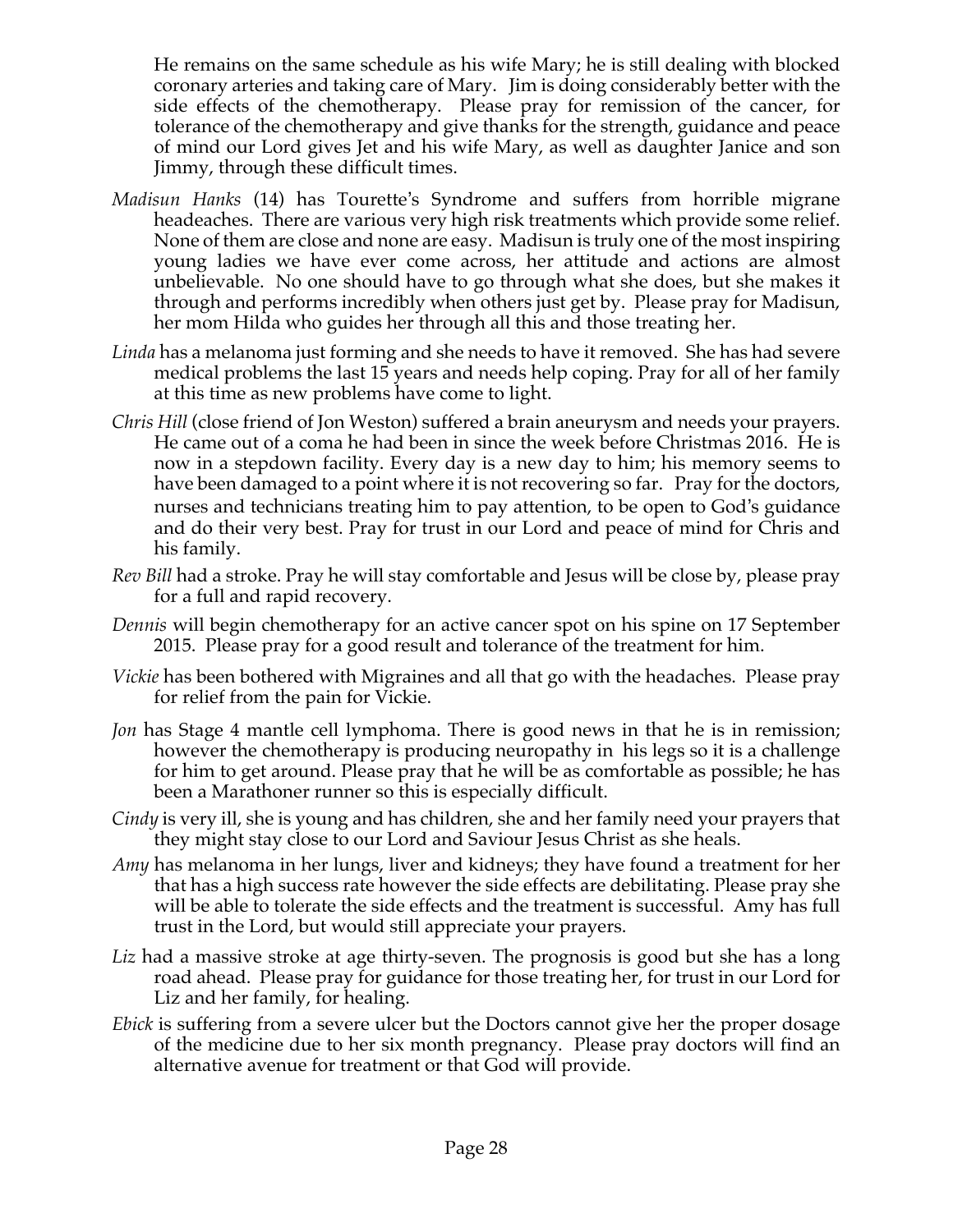He remains on the same schedule as his wife Mary; he is still dealing with blocked coronary arteries and taking care of Mary. Jim is doing considerably better with the side effects of the chemotherapy. Please pray for remission of the cancer, for tolerance of the chemotherapy and give thanks for the strength, guidance and peace of mind our Lord gives Jet and his wife Mary, as well as daughter Janice and son Jimmy, through these difficult times.

*Madisun Hanks* (14) has Tourette's Syndrome and suffers from horrible migrane headeaches. There are various very high risk treatments which provide some relief. None of them are close and none are easy. Madisun is truly one of the most inspiring young ladies we have ever come across, her attitude and actions are almost unbelievable. No one should have to go through what she does, but she makes it through and performs incredibly when others just get by. Please pray for Madisun, her mom Hilda who guides her through all this and those treating her.

*Linda* has a melanoma just forming and she needs to have it removed. She has had severe medical problems the last 15 years and needs help coping. Pray for all of her family at this time as new problems have come to light.

*Chris Hill* (close friend of Jon Weston) suffered a brain aneurysm and needs your prayers. He came out of a coma he had been in since the week before Christmas 2016. He is now in a stepdown facility. Every day is a new day to him; his memory seems to have been damaged to a point where it is not recovering so far. Pray for the doctors, nurses and technicians treating him to pay attention, to be open to God's guidance and do their very best. Pray for trust in our Lord and peace of mind for Chris and his family.

*Rev Bill* had a stroke. Pray he will stay comfortable and Jesus will be close by, please pray for a full and rapid recovery.

*Dennis* will begin chemotherapy for an active cancer spot on his spine on 17 September 2015. Please pray for a good result and tolerance of the treatment for him.

*Vickie* has been bothered with Migraines and all that go with the headaches. Please pray for relief from the pain for Vickie.

*Jon* has Stage 4 mantle cell lymphoma. There is good news in that he is in remission; however the chemotherapy is producing neuropathy in his legs so it is a challenge for him to get around. Please pray that he will be as comfortable as possible; he has been a Marathoner runner so this is especially difficult.

*Cindy* is very ill, she is young and has children, she and her family need your prayers that they might stay close to our Lord and Saviour Jesus Christ as she heals.

*Amy* has melanoma in her lungs, liver and kidneys; they have found a treatment for her that has a high success rate however the side effects are debilitating. Please pray she will be able to tolerate the side effects and the treatment is successful. Amy has full trust in the Lord, but would still appreciate your prayers.

*Liz* had a massive stroke at age thirty-seven. The prognosis is good but she has a long road ahead. Please pray for guidance for those treating her, for trust in our Lord for Liz and her family, for healing.

*Ebick* is suffering from a severe ulcer but the Doctors cannot give her the proper dosage of the medicine due to her six month pregnancy. Please pray doctors will find an alternative avenue for treatment or that God will provide.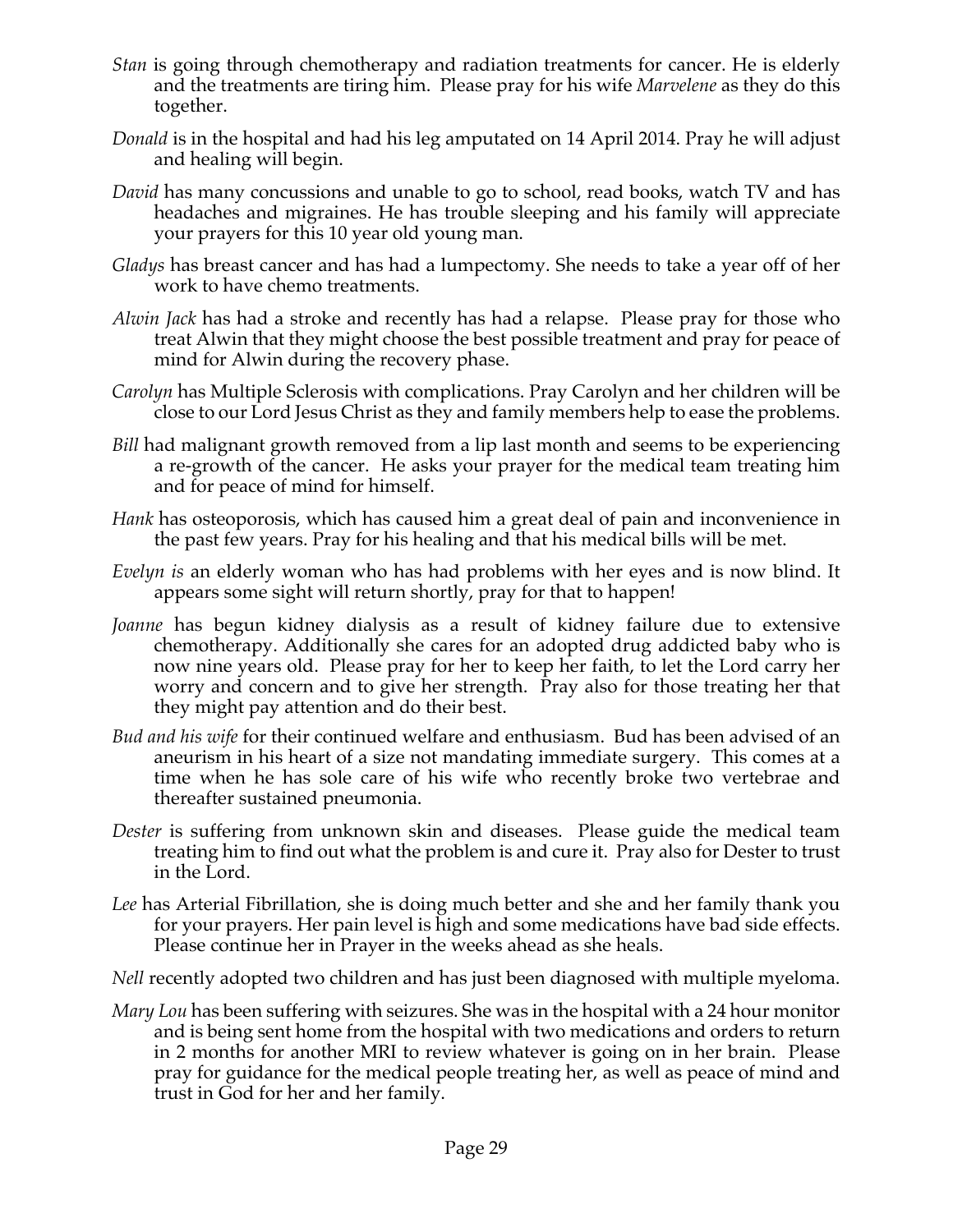*Stan* is going through chemotherapy and radiation treatments for cancer. He is elderly and the treatments are tiring him. Please pray for his wife *Marvelene* as they do this together.

*Donald* is in the hospital and had his leg amputated on 14 April 2014. Pray he will adjust and healing will begin.

*David* has many concussions and unable to go to school, read books, watch TV and has headaches and migraines. He has trouble sleeping and his family will appreciate your prayers for this 10 year old young man.

*Gladys* has breast cancer and has had a lumpectomy. She needs to take a year off of her work to have chemo treatments.

*Alwin Jack* has had a stroke and recently has had a relapse. Please pray for those who treat Alwin that they might choose the best possible treatment and pray for peace of mind for Alwin during the recovery phase.

*Carolyn* has Multiple Sclerosis with complications. Pray Carolyn and her children will be close to our Lord Jesus Christ as they and family members help to ease the problems.

*Bill* had malignant growth removed from a lip last month and seems to be experiencing a re-growth of the cancer. He asks your prayer for the medical team treating him and for peace of mind for himself.

*Hank* has osteoporosis, which has caused him a great deal of pain and inconvenience in the past few years. Pray for his healing and that his medical bills will be met.

*Evelyn is* an elderly woman who has had problems with her eyes and is now blind. It appears some sight will return shortly, pray for that to happen!

*Joanne* has begun kidney dialysis as a result of kidney failure due to extensive chemotherapy. Additionally she cares for an adopted drug addicted baby who is now nine years old. Please pray for her to keep her faith, to let the Lord carry her worry and concern and to give her strength. Pray also for those treating her that they might pay attention and do their best.

*Bud and his wife* for their continued welfare and enthusiasm. Bud has been advised of an aneurism in his heart of a size not mandating immediate surgery. This comes at a time when he has sole care of his wife who recently broke two vertebrae and thereafter sustained pneumonia.

*Dester* is suffering from unknown skin and diseases. Please guide the medical team treating him to find out what the problem is and cure it. Pray also for Dester to trust in the Lord.

*Lee* has Arterial Fibrillation, she is doing much better and she and her family thank you for your prayers. Her pain level is high and some medications have bad side effects. Please continue her in Prayer in the weeks ahead as she heals.

*Nell* recently adopted two children and has just been diagnosed with multiple myeloma.

*Mary Lou* has been suffering with seizures. She was in the hospital with a 24 hour monitor and is being sent home from the hospital with two medications and orders to return in 2 months for another MRI to review whatever is going on in her brain. Please pray for guidance for the medical people treating her, as well as peace of mind and trust in God for her and her family.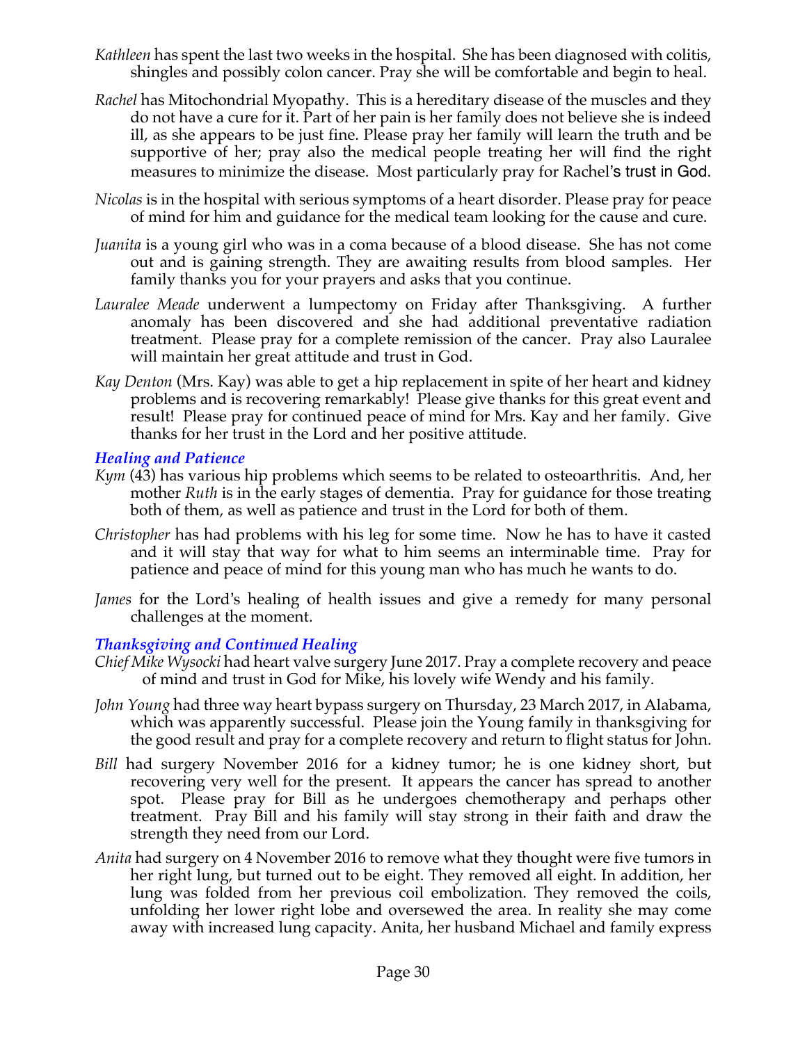*Kathleen* has spent the last two weeks in the hospital. She has been diagnosed with colitis, shingles and possibly colon cancer. Pray she will be comfortable and begin to heal.

*Rachel* has Mitochondrial Myopathy. This is a hereditary disease of the muscles and they do not have a cure for it. Part of her pain is her family does not believe she is indeed ill, as she appears to be just fine. Please pray her family will learn the truth and be supportive of her; pray also the medical people treating her will find the right measures to minimize the disease. Most particularly pray for Rachel's trust in God.

*Nicolas* is in the hospital with serious symptoms of a heart disorder. Please pray for peace of mind for him and guidance for the medical team looking for the cause and cure.

*Juanita* is a young girl who was in a coma because of a blood disease. She has not come out and is gaining strength. They are awaiting results from blood samples. Her family thanks you for your prayers and asks that you continue.

*Lauralee Meade* underwent a lumpectomy on Friday after Thanksgiving. A further anomaly has been discovered and she had additional preventative radiation treatment. Please pray for a complete remission of the cancer. Pray also Lauralee will maintain her great attitude and trust in God.

*Kay Denton* (Mrs. Kay) was able to get a hip replacement in spite of her heart and kidney problems and is recovering remarkably! Please give thanks for this great event and result! Please pray for continued peace of mind for Mrs. Kay and her family. Give thanks for her trust in the Lord and her positive attitude.

### *Healing and Patience*

*Kym* (43) has various hip problems which seems to be related to osteoarthritis. And, her mother *Ruth* is in the early stages of dementia. Pray for guidance for those treating both of them, as well as patience and trust in the Lord for both of them.

*Christopher* has had problems with his leg for some time. Now he has to have it casted and it will stay that way for what to him seems an interminable time. Pray for patience and peace of mind for this young man who has much he wants to do.

*James* for the Lord's healing of health issues and give a remedy for many personal challenges at the moment.

### *Thanksgiving and Continued Healing*

*Chief Mike Wysocki* had heart valve surgery June 2017. Pray a complete recovery and peace of mind and trust in God for Mike, his lovely wife Wendy and his family.

*John Young* had three way heart bypass surgery on Thursday, 23 March 2017, in Alabama, which was apparently successful. Please join the Young family in thanksgiving for the good result and pray for a complete recovery and return to flight status for John.

*Bill* had surgery November 2016 for a kidney tumor; he is one kidney short, but recovering very well for the present. It appears the cancer has spread to another spot. Please pray for Bill as he undergoes chemotherapy and perhaps other treatment. Pray Bill and his family will stay strong in their faith and draw the strength they need from our Lord.

*Anita* had surgery on 4 November 2016 to remove what they thought were five tumors in her right lung, but turned out to be eight. They removed all eight. In addition, her lung was folded from her previous coil embolization. They removed the coils, unfolding her lower right lobe and oversewed the area. In reality she may come away with increased lung capacity. Anita, her husband Michael and family express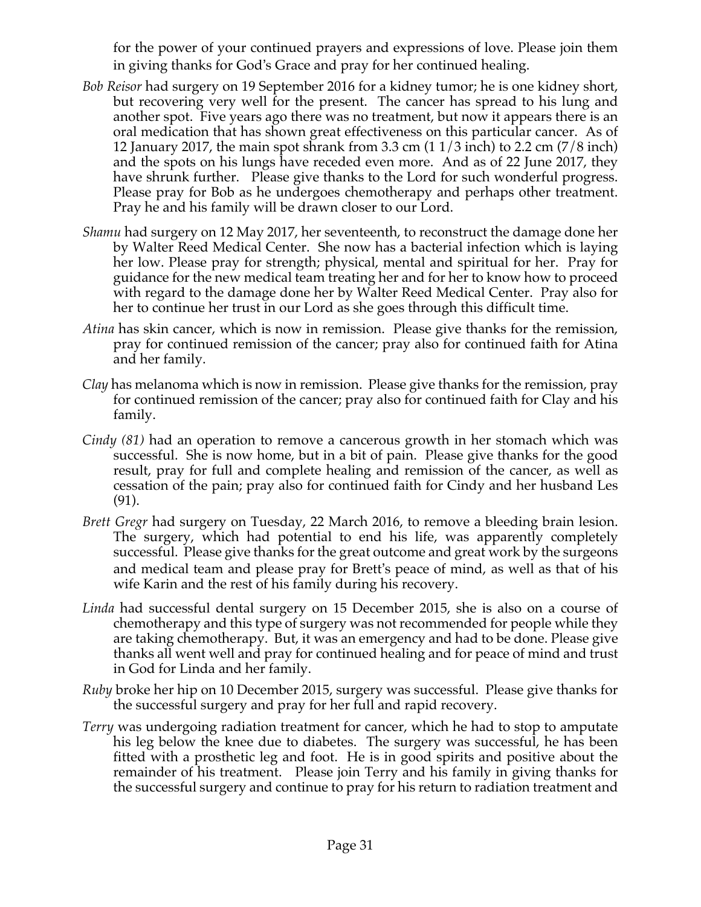for the power of your continued prayers and expressions of love. Please join them in giving thanks for God's Grace and pray for her continued healing.

- *Bob Reisor* had surgery on 19 September 2016 for a kidney tumor; he is one kidney short, but recovering very well for the present. The cancer has spread to his lung and another spot. Five years ago there was no treatment, but now it appears there is an oral medication that has shown great effectiveness on this particular cancer. As of 12 January 2017, the main spot shrank from 3.3 cm (1 1/3 inch) to 2.2 cm (7/8 inch) and the spots on his lungs have receded even more. And as of 22 June 2017, they have shrunk further. Please give thanks to the Lord for such wonderful progress. Please pray for Bob as he undergoes chemotherapy and perhaps other treatment. Pray he and his family will be drawn closer to our Lord.
- *Shamu* had surgery on 12 May 2017, her seventeenth, to reconstruct the damage done her by Walter Reed Medical Center. She now has a bacterial infection which is laying her low. Please pray for strength; physical, mental and spiritual for her. Pray for guidance for the new medical team treating her and for her to know how to proceed with regard to the damage done her by Walter Reed Medical Center. Pray also for her to continue her trust in our Lord as she goes through this difficult time.
- *Atina* has skin cancer, which is now in remission. Please give thanks for the remission, pray for continued remission of the cancer; pray also for continued faith for Atina and her family.
- *Clay* has melanoma which is now in remission. Please give thanks for the remission, pray for continued remission of the cancer; pray also for continued faith for Clay and his family.
- *Cindy (81)* had an operation to remove a cancerous growth in her stomach which was successful. She is now home, but in a bit of pain. Please give thanks for the good result, pray for full and complete healing and remission of the cancer, as well as cessation of the pain; pray also for continued faith for Cindy and her husband Les (91).
- *Brett Gregr* had surgery on Tuesday, 22 March 2016, to remove a bleeding brain lesion. The surgery, which had potential to end his life, was apparently completely successful. Please give thanks for the great outcome and great work by the surgeons and medical team and please pray for Brett's peace of mind, as well as that of his wife Karin and the rest of his family during his recovery.
- *Linda* had successful dental surgery on 15 December 2015, she is also on a course of chemotherapy and this type of surgery was not recommended for people while they are taking chemotherapy. But, it was an emergency and had to be done. Please give thanks all went well and pray for continued healing and for peace of mind and trust in God for Linda and her family.
- *Ruby* broke her hip on 10 December 2015, surgery was successful. Please give thanks for the successful surgery and pray for her full and rapid recovery.
- *Terry* was undergoing radiation treatment for cancer, which he had to stop to amputate his leg below the knee due to diabetes. The surgery was successful, he has been fitted with a prosthetic leg and foot. He is in good spirits and positive about the remainder of his treatment. Please join Terry and his family in giving thanks for the successful surgery and continue to pray for his return to radiation treatment and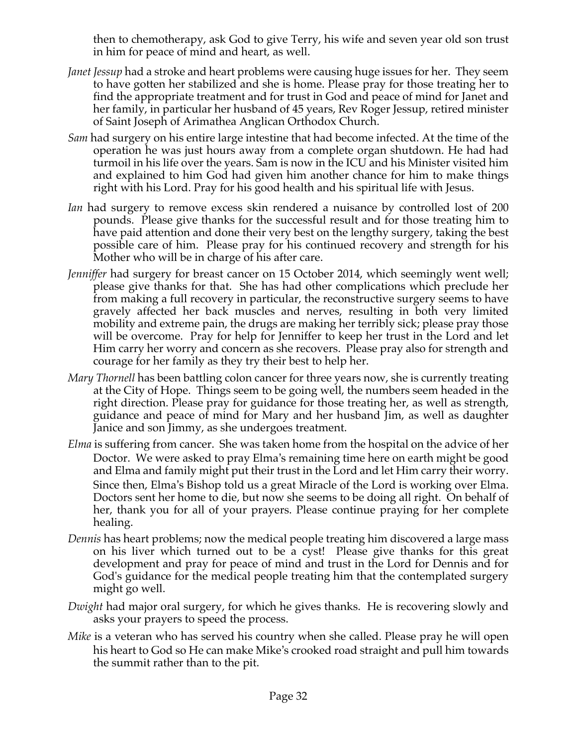then to chemotherapy, ask God to give Terry, his wife and seven year old son trust in him for peace of mind and heart, as well.

*Janet Jessup* had a stroke and heart problems were causing huge issues for her. They seem to have gotten her stabilized and she is home. Please pray for those treating her to find the appropriate treatment and for trust in God and peace of mind for Janet and her family, in particular her husband of 45 years, Rev Roger Jessup, retired minister of Saint Joseph of Arimathea Anglican Orthodox Church.

*Sam* had surgery on his entire large intestine that had become infected. At the time of the operation he was just hours away from a complete organ shutdown. He had had turmoil in his life over the years. Sam is now in the ICU and his Minister visited him and explained to him God had given him another chance for him to make things right with his Lord. Pray for his good health and his spiritual life with Jesus.

*Ian* had surgery to remove excess skin rendered a nuisance by controlled lost of 200 pounds. Please give thanks for the successful result and for those treating him to have paid attention and done their very best on the lengthy surgery, taking the best possible care of him. Please pray for his continued recovery and strength for his Mother who will be in charge of his after care.

*Jenniffer* had surgery for breast cancer on 15 October 2014, which seemingly went well; please give thanks for that. She has had other complications which preclude her from making a full recovery in particular, the reconstructive surgery seems to have gravely affected her back muscles and nerves, resulting in both very limited mobility and extreme pain, the drugs are making her terribly sick; please pray those will be overcome. Pray for help for Jenniffer to keep her trust in the Lord and let Him carry her worry and concern as she recovers. Please pray also for strength and courage for her family as they try their best to help her.

*Mary Thornell* has been battling colon cancer for three years now, she is currently treating at the City of Hope. Things seem to be going well, the numbers seem headed in the right direction. Please pray for guidance for those treating her, as well as strength, guidance and peace of mind for Mary and her husband Jim, as well as daughter Janice and son Jimmy, as she undergoes treatment.

*Elma* is suffering from cancer. She was taken home from the hospital on the advice of her Doctor. We were asked to pray Elma's remaining time here on earth might be good and Elma and family might put their trust in the Lord and let Him carry their worry. Since then, Elma's Bishop told us a great Miracle of the Lord is working over Elma. Doctors sent her home to die, but now she seems to be doing all right. On behalf of her, thank you for all of your prayers. Please continue praying for her complete healing.

*Dennis* has heart problems; now the medical people treating him discovered a large mass on his liver which turned out to be a cyst! Please give thanks for this great development and pray for peace of mind and trust in the Lord for Dennis and for God's guidance for the medical people treating him that the contemplated surgery might go well.

*Dwight* had major oral surgery, for which he gives thanks. He is recovering slowly and asks your prayers to speed the process.

*Mike* is a veteran who has served his country when she called. Please pray he will open his heart to God so He can make Mike's crooked road straight and pull him towards the summit rather than to the pit.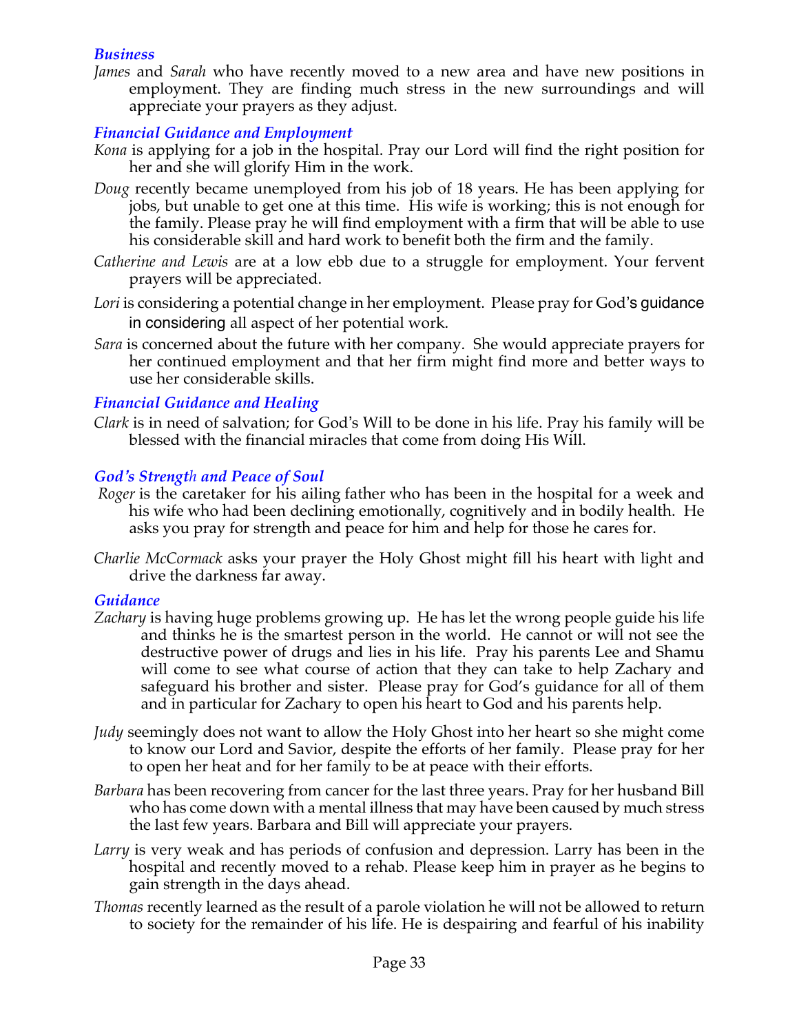### *Business*

*James* and *Sarah* who have recently moved to a new area and have new positions in employment. They are finding much stress in the new surroundings and will appreciate your prayers as they adjust.

### *Financial Guidance and Employment*

*Kona* is applying for a job in the hospital. Pray our Lord will find the right position for her and she will glorify Him in the work.

*Doug* recently became unemployed from his job of 18 years. He has been applying for jobs, but unable to get one at this time. His wife is working; this is not enough for the family. Please pray he will find employment with a firm that will be able to use his considerable skill and hard work to benefit both the firm and the family.

*Catherine and Lewis* are at a low ebb due to a struggle for employment. Your fervent prayers will be appreciated.

*Lori* is considering a potential change in her employment. Please pray for God's guidance in considering all aspect of her potential work.

*Sara* is concerned about the future with her company. She would appreciate prayers for her continued employment and that her firm might find more and better ways to use her considerable skills.

### *Financial Guidance and Healing*

*Clark* is in need of salvation; for God's Will to be done in his life. Pray his family will be blessed with the financial miracles that come from doing His Will.

### *God's Strength and Peace of Soul*

*Roger* is the caretaker for his ailing father who has been in the hospital for a week and his wife who had been declining emotionally, cognitively and in bodily health. He asks you pray for strength and peace for him and help for those he cares for.

*Charlie McCormack* asks your prayer the Holy Ghost might fill his heart with light and drive the darkness far away.

### *Guidance*

*Zachary* is having huge problems growing up. He has let the wrong people guide his life and thinks he is the smartest person in the world. He cannot or will not see the destructive power of drugs and lies in his life. Pray his parents Lee and Shamu will come to see what course of action that they can take to help Zachary and safeguard his brother and sister. Please pray for God's guidance for all of them and in particular for Zachary to open his heart to God and his parents help.

*Judy* seemingly does not want to allow the Holy Ghost into her heart so she might come to know our Lord and Savior, despite the efforts of her family. Please pray for her to open her heat and for her family to be at peace with their efforts.

*Barbara* has been recovering from cancer for the last three years. Pray for her husband Bill who has come down with a mental illness that may have been caused by much stress the last few years. Barbara and Bill will appreciate your prayers.

*Larry* is very weak and has periods of confusion and depression. Larry has been in the hospital and recently moved to a rehab. Please keep him in prayer as he begins to gain strength in the days ahead.

*Thomas* recently learned as the result of a parole violation he will not be allowed to return to society for the remainder of his life. He is despairing and fearful of his inability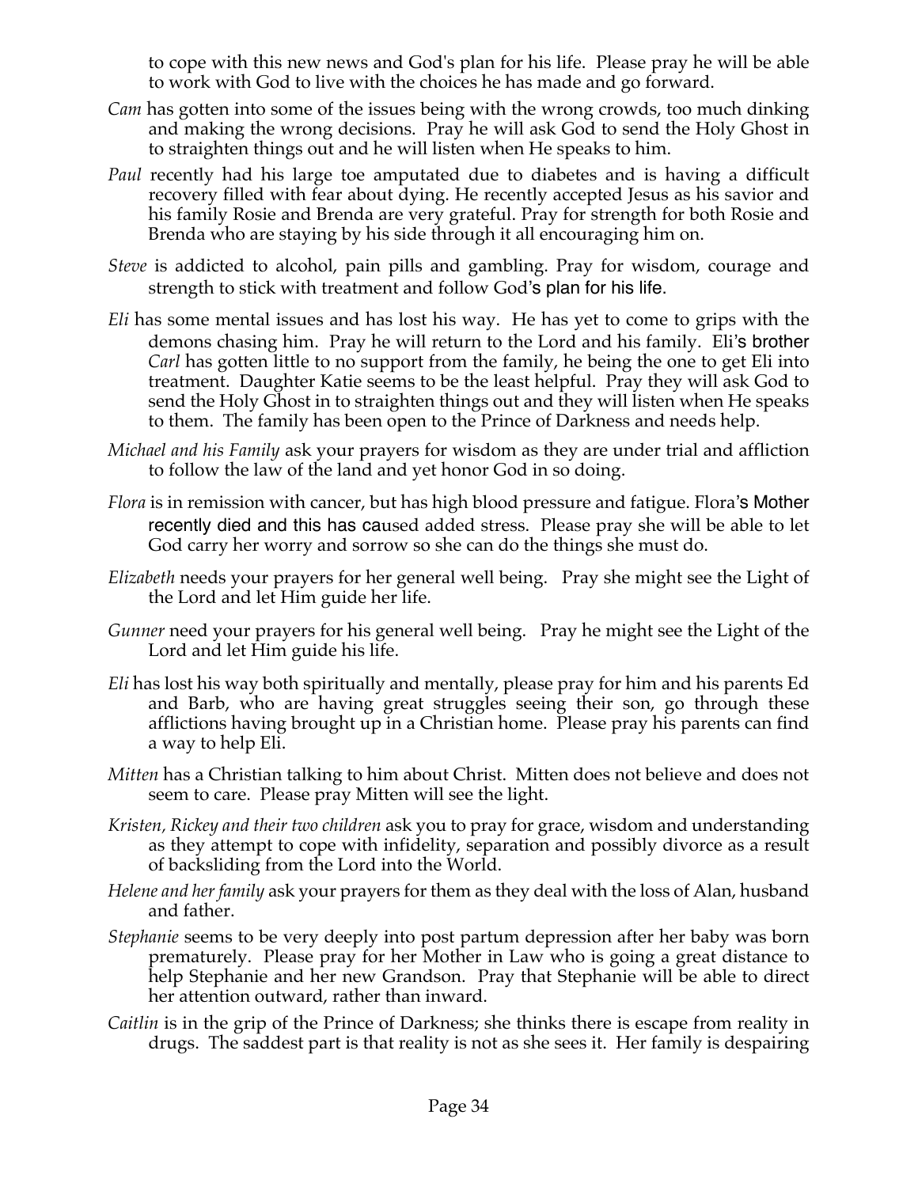to cope with this new news and God's plan for his life. Please pray he will be able to work with God to live with the choices he has made and go forward.

*Cam* has gotten into some of the issues being with the wrong crowds, too much dinking and making the wrong decisions. Pray he will ask God to send the Holy Ghost in to straighten things out and he will listen when He speaks to him.

*Paul* recently had his large toe amputated due to diabetes and is having a difficult recovery filled with fear about dying. He recently accepted Jesus as his savior and his family Rosie and Brenda are very grateful. Pray for strength for both Rosie and Brenda who are staying by his side through it all encouraging him on.

*Steve* is addicted to alcohol, pain pills and gambling. Pray for wisdom, courage and strength to stick with treatment and follow God's plan for his life.

*Eli* has some mental issues and has lost his way. He has yet to come to grips with the demons chasing him. Pray he will return to the Lord and his family. Eli's brother *Carl* has gotten little to no support from the family, he being the one to get Eli into treatment. Daughter Katie seems to be the least helpful. Pray they will ask God to send the Holy Ghost in to straighten things out and they will listen when He speaks to them. The family has been open to the Prince of Darkness and needs help.

*Michael and his Family* ask your prayers for wisdom as they are under trial and affliction to follow the law of the land and yet honor God in so doing.

*Flora* is in remission with cancer, but has high blood pressure and fatigue. Flora's Mother recently died and this has caused added stress. Please pray she will be able to let God carry her worry and sorrow so she can do the things she must do.

*Elizabeth* needs your prayers for her general well being. Pray she might see the Light of the Lord and let Him guide her life.

*Gunner* need your prayers for his general well being. Pray he might see the Light of the Lord and let Him guide his life.

*Eli* has lost his way both spiritually and mentally, please pray for him and his parents Ed and Barb, who are having great struggles seeing their son, go through these afflictions having brought up in a Christian home. Please pray his parents can find a way to help Eli.

*Mitten* has a Christian talking to him about Christ. Mitten does not believe and does not seem to care. Please pray Mitten will see the light.

*Kristen, Rickey and their two children* ask you to pray for grace, wisdom and understanding as they attempt to cope with infidelity, separation and possibly divorce as a result of backsliding from the Lord into the World.

*Helene and her family* ask your prayers for them as they deal with the loss of Alan, husband and father.

*Stephanie* seems to be very deeply into post partum depression after her baby was born prematurely. Please pray for her Mother in Law who is going a great distance to help Stephanie and her new Grandson. Pray that Stephanie will be able to direct her attention outward, rather than inward.

*Caitlin* is in the grip of the Prince of Darkness; she thinks there is escape from reality in drugs. The saddest part is that reality is not as she sees it. Her family is despairing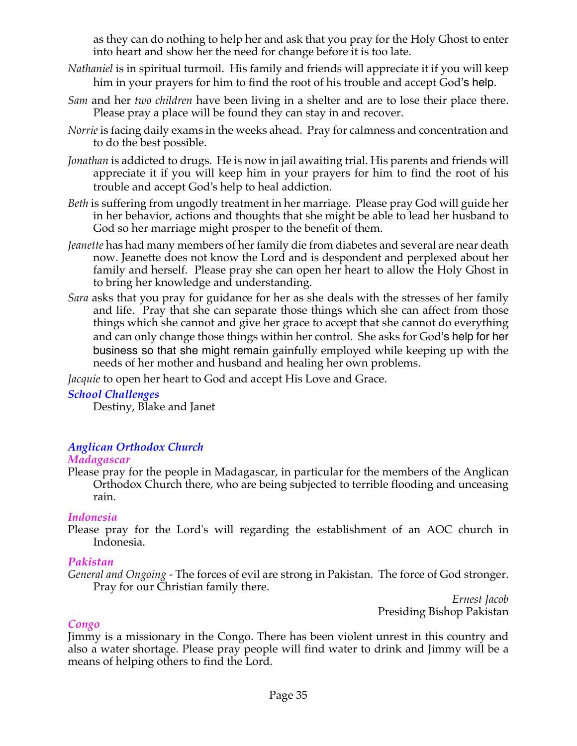as they can do nothing to help her and ask that you pray for the Holy Ghost to enter into heart and show her the need for change before it is too late.

*Nathaniel* is in spiritual turmoil. His family and friends will appreciate it if you will keep him in your prayers for him to find the root of his trouble and accept God's help.

*Sam* and her *two children* have been living in a shelter and are to lose their place there. Please pray a place will be found they can stay in and recover.

*Norrie* is facing daily exams in the weeks ahead. Pray for calmness and concentration and to do the best possible.

*Jonathan* is addicted to drugs. He is now in jail awaiting trial. His parents and friends will appreciate it if you will keep him in your prayers for him to find the root of his trouble and accept God's help to heal addiction.

*Beth* is suffering from ungodly treatment in her marriage. Please pray God will guide her in her behavior, actions and thoughts that she might be able to lead her husband to God so her marriage might prosper to the benefit of them.

*Jeanette* has had many members of her family die from diabetes and several are near death now. Jeanette does not know the Lord and is despondent and perplexed about her family and herself. Please pray she can open her heart to allow the Holy Ghost in to bring her knowledge and understanding.

*Sara* asks that you pray for guidance for her as she deals with the stresses of her family and life. Pray that she can separate those things which she can affect from those things which she cannot and give her grace to accept that she cannot do everything and can only change those things within her control. She asks for God's help for her business so that she might remain gainfully employed while keeping up with the needs of her mother and husband and healing her own problems.

*Jacquie* to open her heart to God and accept His Love and Grace.

***School Challenges***

Destiny, Blake and Janet

## *Anglican Orthodox Church*

### *Madagascar*

Please pray for the people in Madagascar, in particular for the members of the Anglican Orthodox Church there, who are being subjected to terrible flooding and unceasing rain.

### *Indonesia*

Please pray for the Lord's will regarding the establishment of an AOC church in Indonesia.

### *Pakistan*

*General and Ongoing* - The forces of evil are strong in Pakistan. The force of God stronger. Pray for our Christian family there.

*Ernest Jacob*
Presiding Bishop Pakistan

### *Congo*

Jimmy is a missionary in the Congo. There has been violent unrest in this country and also a water shortage. Please pray people will find water to drink and Jimmy will be a means of helping others to find the Lord.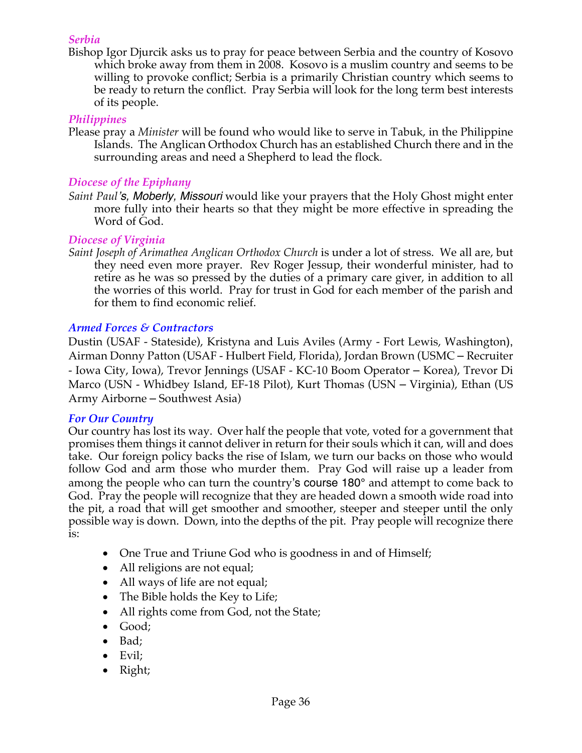### *Serbia*

Bishop Igor Djurcik asks us to pray for peace between Serbia and the country of Kosovo which broke away from them in 2008. Kosovo is a muslim country and seems to be willing to provoke conflict; Serbia is a primarily Christian country which seems to be ready to return the conflict. Pray Serbia will look for the long term best interests of its people.

### *Philippines*

Please pray a *Minister* will be found who would like to serve in Tabuk, in the Philippine Islands. The Anglican Orthodox Church has an established Church there and in the surrounding areas and need a Shepherd to lead the flock.

### *Diocese of the Epiphany*

*Saint Paul's, Moberly, Missouri* would like your prayers that the Holy Ghost might enter more fully into their hearts so that they might be more effective in spreading the Word of God.

### *Diocese of Virginia*

*Saint Joseph of Arimathea Anglican Orthodox Church* is under a lot of stress. We all are, but they need even more prayer. Rev Roger Jessup, their wonderful minister, had to retire as he was so pressed by the duties of a primary care giver, in addition to all the worries of this world. Pray for trust in God for each member of the parish and for them to find economic relief.

### *Armed Forces & Contractors*

Dustin (USAF - Stateside), Kristyna and Luis Aviles (Army - Fort Lewis, Washington), Airman Donny Patton (USAF - Hulbert Field, Florida), Jordan Brown (USMC – Recruiter - Iowa City, Iowa), Trevor Jennings (USAF - KC-10 Boom Operator – Korea), Trevor Di Marco (USN - Whidbey Island, EF-18 Pilot), Kurt Thomas (USN – Virginia), Ethan (US Army Airborne – Southwest Asia)

### *For Our Country*

Our country has lost its way. Over half the people that vote, voted for a government that promises them things it cannot deliver in return for their souls which it can, will and does take. Our foreign policy backs the rise of Islam, we turn our backs on those who would follow God and arm those who murder them. Pray God will raise up a leader from among the people who can turn the country's course 180° and attempt to come back to God. Pray the people will recognize that they are headed down a smooth wide road into the pit, a road that will get smoother and smoother, steeper and steeper until the only possible way is down. Down, into the depths of the pit. Pray people will recognize there is:

- One True and Triune God who is goodness in and of Himself;
- All religions are not equal;
- All ways of life are not equal;
- The Bible holds the Key to Life;
- All rights come from God, not the State;
- Good;
- Bad;
- Evil;
- Right;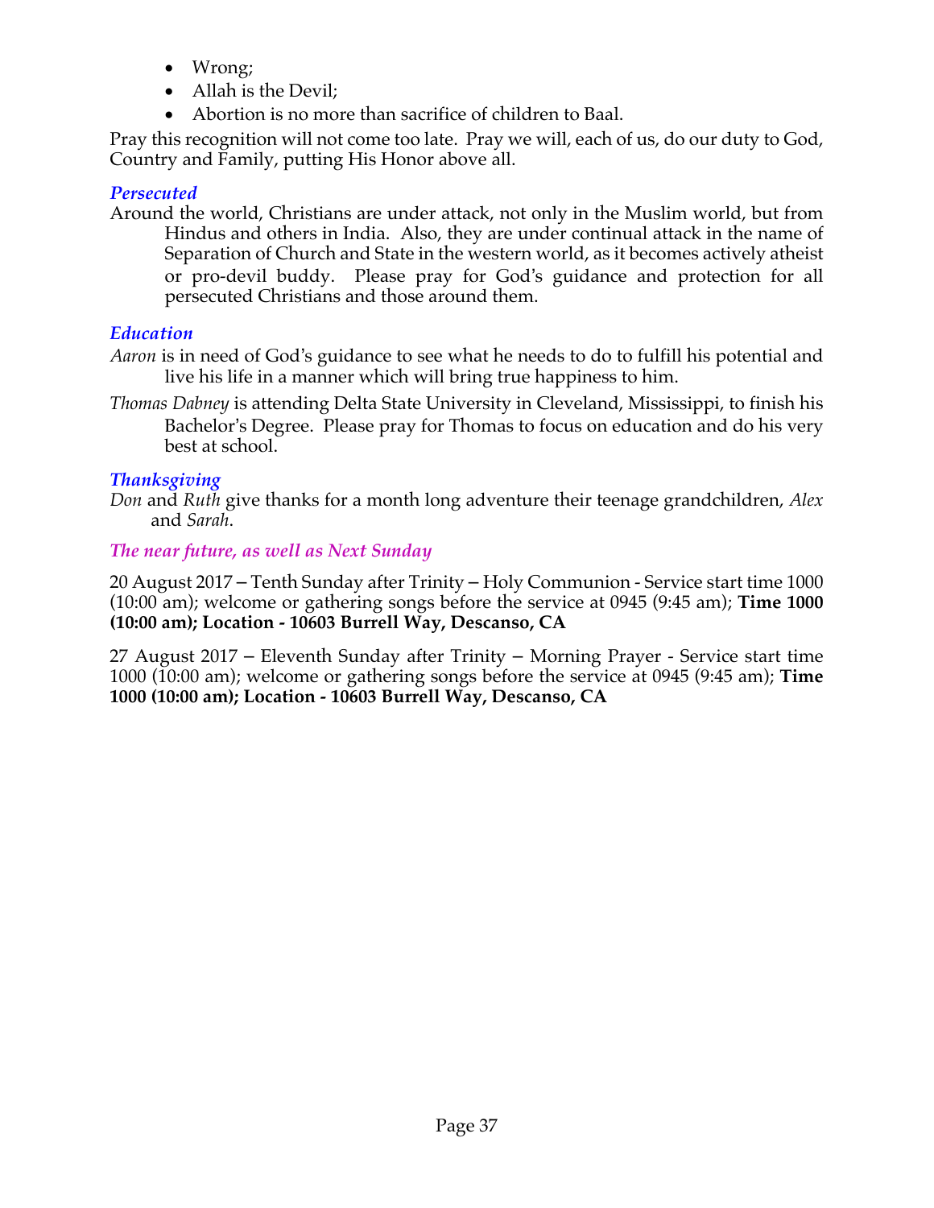- Wrong;
- Allah is the Devil;
- Abortion is no more than sacrifice of children to Baal.

Pray this recognition will not come too late. Pray we will, each of us, do our duty to God, Country and Family, putting His Honor above all.

### *Persecuted*

Around the world, Christians are under attack, not only in the Muslim world, but from Hindus and others in India. Also, they are under continual attack in the name of Separation of Church and State in the western world, as it becomes actively atheist or pro-devil buddy. Please pray for God's guidance and protection for all persecuted Christians and those around them.

### *Education*

*Aaron* is in need of God's guidance to see what he needs to do to fulfill his potential and live his life in a manner which will bring true happiness to him.

*Thomas Dabney* is attending Delta State University in Cleveland, Mississippi, to finish his Bachelor's Degree. Please pray for Thomas to focus on education and do his very best at school.

### *Thanksgiving*

*Don* and *Ruth* give thanks for a month long adventure their teenage grandchildren, *Alex* and *Sarah*.

### *The near future, as well as Next Sunday*

20 August 2017 – Tenth Sunday after Trinity – Holy Communion - Service start time 1000 (10:00 am); welcome or gathering songs before the service at 0945 (9:45 am); **Time 1000 (10:00 am); Location - 10603 Burrell Way, Descanso, CA**

27 August 2017 – Eleventh Sunday after Trinity – Morning Prayer - Service start time 1000 (10:00 am); welcome or gathering songs before the service at 0945 (9:45 am); **Time 1000 (10:00 am); Location - 10603 Burrell Way, Descanso, CA**